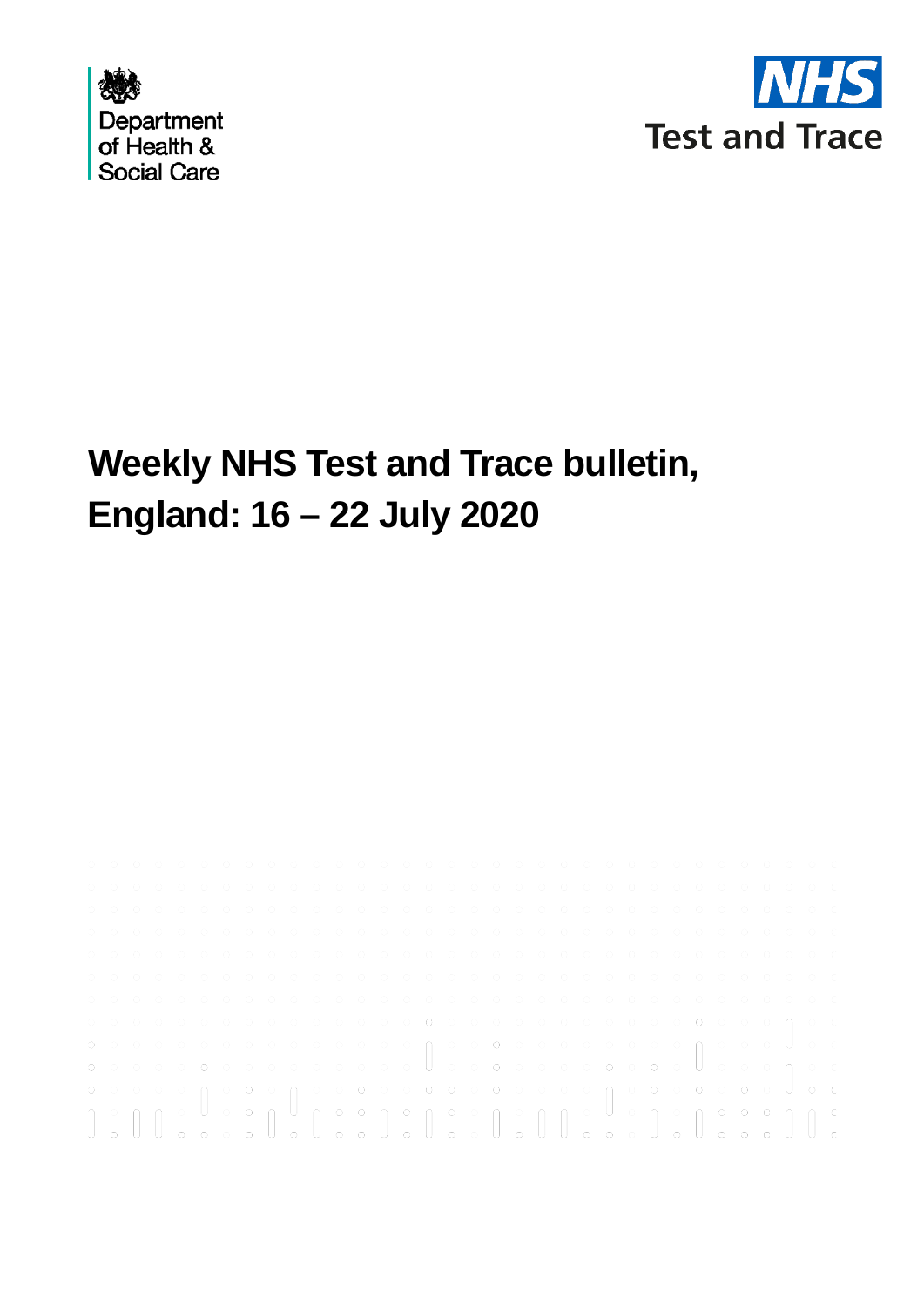Department of Health & Social Care

NHS Test and Trace

# Weekly NHS Test and Trace bulletin, England: 16 – 22 July 2020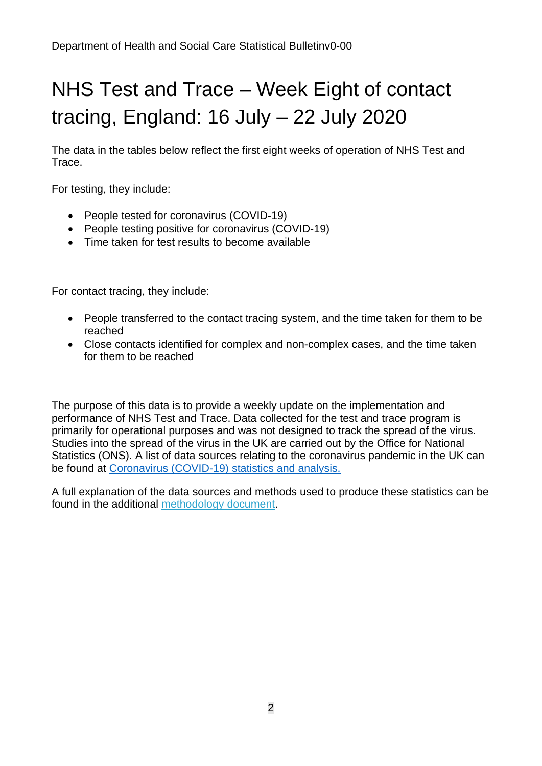# NHS Test and Trace – Week Eight of contact tracing, England: 16 July – 22 July 2020

The data in the tables below reflect the first eight weeks of operation of NHS Test and Trace.

For testing, they include:

- People tested for coronavirus (COVID-19)
- People testing positive for coronavirus (COVID-19)
- Time taken for test results to become available

For contact tracing, they include:

- People transferred to the contact tracing system, and the time taken for them to be reached
- Close contacts identified for complex and non-complex cases, and the time taken for them to be reached

The purpose of this data is to provide a weekly update on the implementation and performance of NHS Test and Trace. Data collected for the test and trace program is primarily for operational purposes and was not designed to track the spread of the virus. Studies into the spread of the virus in the UK are carried out by the Office for National Statistics (ONS). A list of data sources relating to the coronavirus pandemic in the UK can be found at Coronavirus (COVID-19) statistics and analysis.

A full explanation of the data sources and methods used to produce these statistics can be found in the additional methodology document.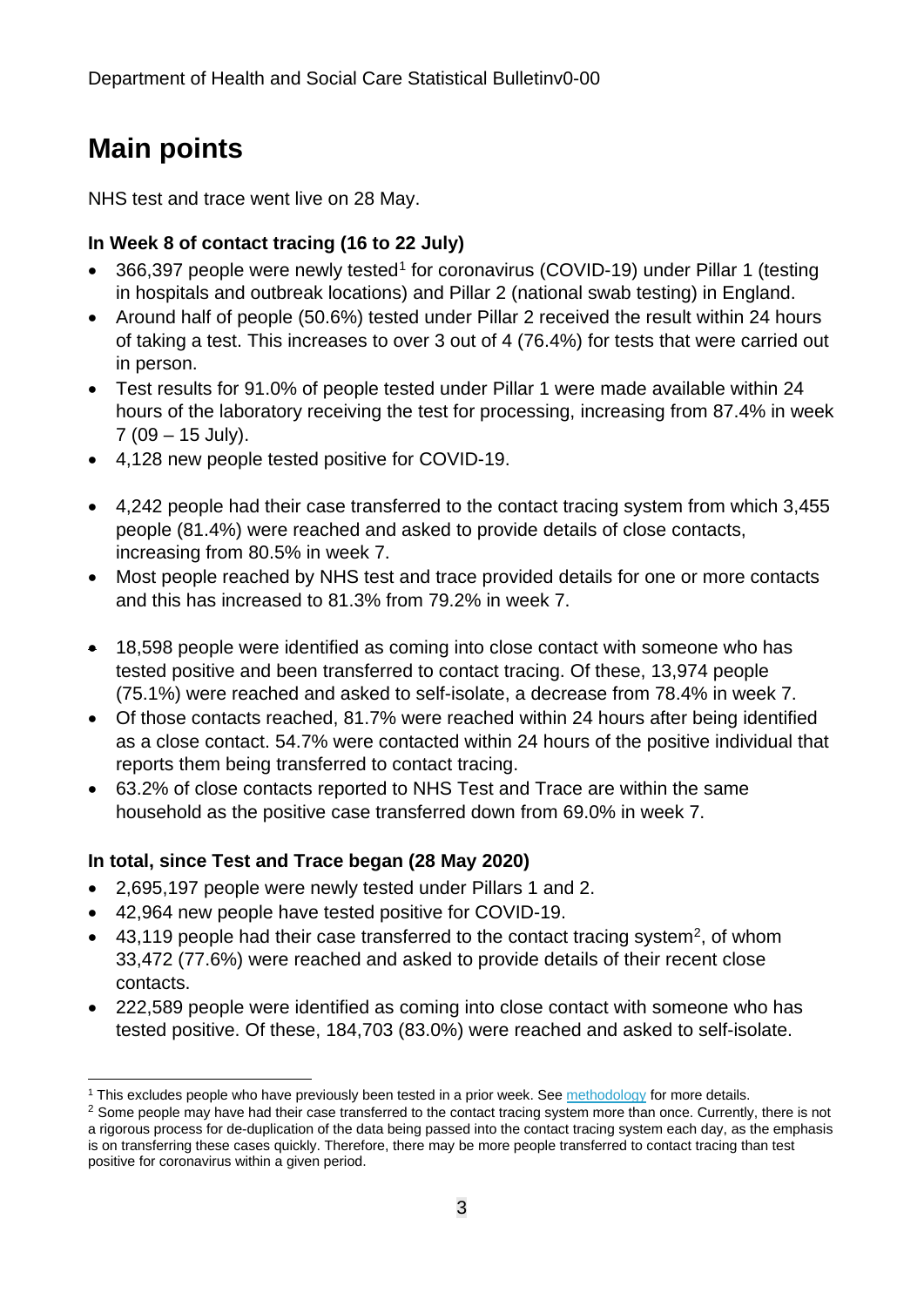# Main points

NHS test and trace went live on 28 May.

### In Week 8 of contact tracing (16 to 22 July)

- 366,397 people were newly tested[1] for coronavirus (COVID-19) under Pillar 1 (testing in hospitals and outbreak locations) and Pillar 2 (national swab testing) in England.
- Around half of people (50.6%) tested under Pillar 2 received the result within 24 hours of taking a test. This increases to over 3 out of 4 (76.4%) for tests that were carried out in person.
- Test results for 91.0% of people tested under Pillar 1 were made available within 24 hours of the laboratory receiving the test for processing, increasing from 87.4% in week 7 (09 – 15 July).
- 4,128 new people tested positive for COVID-19.

- 4,242 people had their case transferred to the contact tracing system from which 3,455 people (81.4%) were reached and asked to provide details of close contacts, increasing from 80.5% in week 7.
- Most people reached by NHS test and trace provided details for one or more contacts and this has increased to 81.3% from 79.2% in week 7.

- 18,598 people were identified as coming into close contact with someone who has tested positive and been transferred to contact tracing. Of these, 13,974 people (75.1%) were reached and asked to self-isolate, a decrease from 78.4% in week 7.
- Of those contacts reached, 81.7% were reached within 24 hours after being identified as a close contact. 54.7% were contacted within 24 hours of the positive individual that reports them being transferred to contact tracing.
- 63.2% of close contacts reported to NHS Test and Trace are within the same household as the positive case transferred down from 69.0% in week 7.

### In total, since Test and Trace began (28 May 2020)

- 2,695,197 people were newly tested under Pillars 1 and 2.
- 42,964 new people have tested positive for COVID-19.
- 43,119 people had their case transferred to the contact tracing system[2], of whom 33,472 (77.6%) were reached and asked to provide details of their recent close contacts.
- 222,589 people were identified as coming into close contact with someone who has tested positive. Of these, 184,703 (83.0%) were reached and asked to self-isolate.

[1] This excludes people who have previously been tested in a prior week. See methodology for more details.

[2] Some people may have had their case transferred to the contact tracing system more than once. Currently, there is not a rigorous process for de-duplication of the data being passed into the contact tracing system each day, as the emphasis is on transferring these cases quickly. Therefore, there may be more people transferred to contact tracing than test positive for coronavirus within a given period.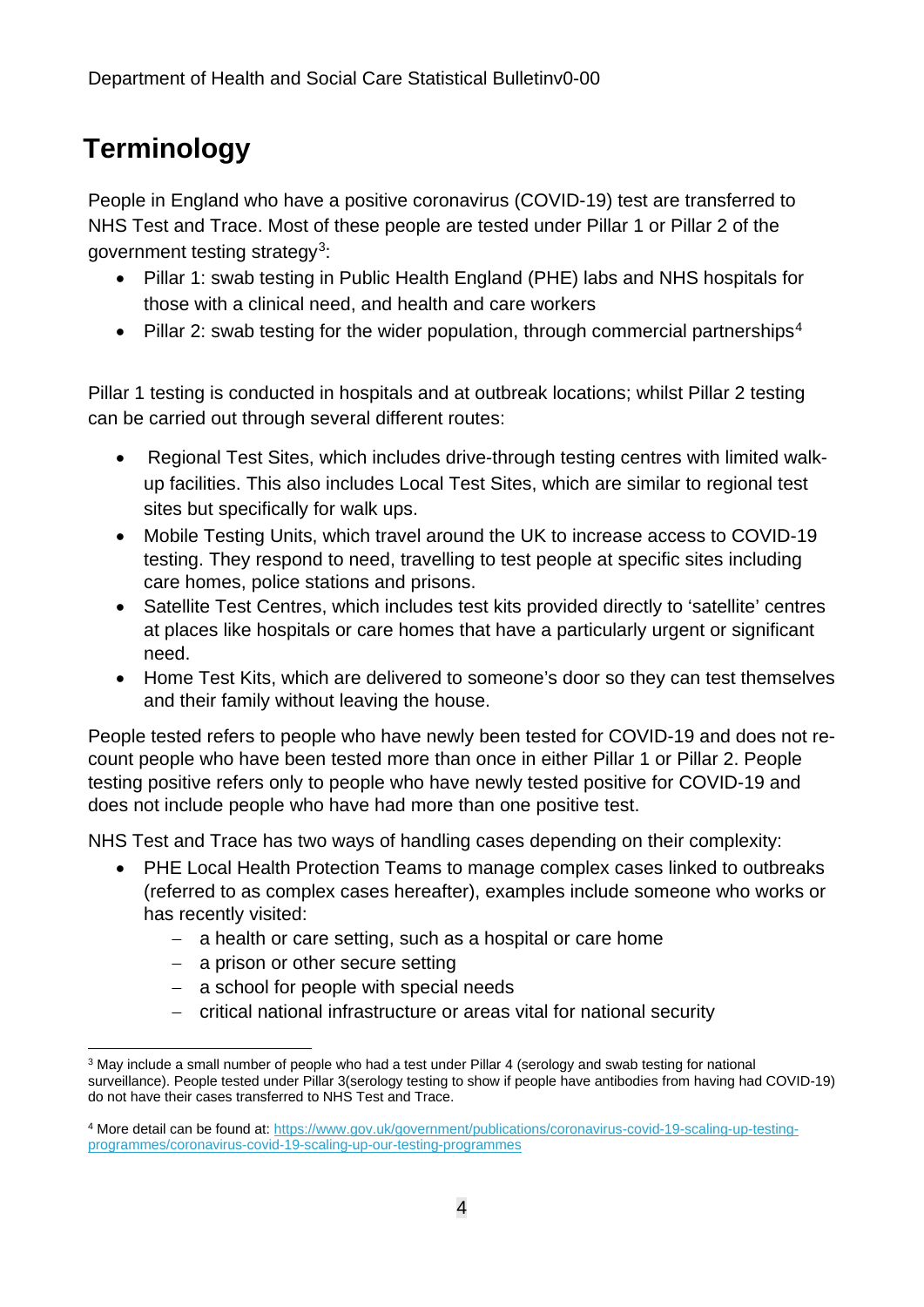# Terminology

People in England who have a positive coronavirus (COVID-19) test are transferred to NHS Test and Trace. Most of these people are tested under Pillar 1 or Pillar 2 of the government testing strategy[3]:

- Pillar 1: swab testing in Public Health England (PHE) labs and NHS hospitals for those with a clinical need, and health and care workers
- Pillar 2: swab testing for the wider population, through commercial partnerships[4]

Pillar 1 testing is conducted in hospitals and at outbreak locations; whilst Pillar 2 testing can be carried out through several different routes:

- Regional Test Sites, which includes drive-through testing centres with limited walk-up facilities. This also includes Local Test Sites, which are similar to regional test sites but specifically for walk ups.
- Mobile Testing Units, which travel around the UK to increase access to COVID-19 testing. They respond to need, travelling to test people at specific sites including care homes, police stations and prisons.
- Satellite Test Centres, which includes test kits provided directly to 'satellite' centres at places like hospitals or care homes that have a particularly urgent or significant need.
- Home Test Kits, which are delivered to someone's door so they can test themselves and their family without leaving the house.

People tested refers to people who have newly been tested for COVID-19 and does not re-count people who have been tested more than once in either Pillar 1 or Pillar 2. People testing positive refers only to people who have newly tested positive for COVID-19 and does not include people who have had more than one positive test.

NHS Test and Trace has two ways of handling cases depending on their complexity:

- PHE Local Health Protection Teams to manage complex cases linked to outbreaks (referred to as complex cases hereafter), examples include someone who works or has recently visited:
  - a health or care setting, such as a hospital or care home
  - a prison or other secure setting
  - a school for people with special needs
  - critical national infrastructure or areas vital for national security

---

[3] May include a small number of people who had a test under Pillar 4 (serology and swab testing for national surveillance). People tested under Pillar 3(serology testing to show if people have antibodies from having had COVID-19) do not have their cases transferred to NHS Test and Trace.

[4] More detail can be found at: https://www.gov.uk/government/publications/coronavirus-covid-19-scaling-up-testing-programmes/coronavirus-covid-19-scaling-up-our-testing-programmes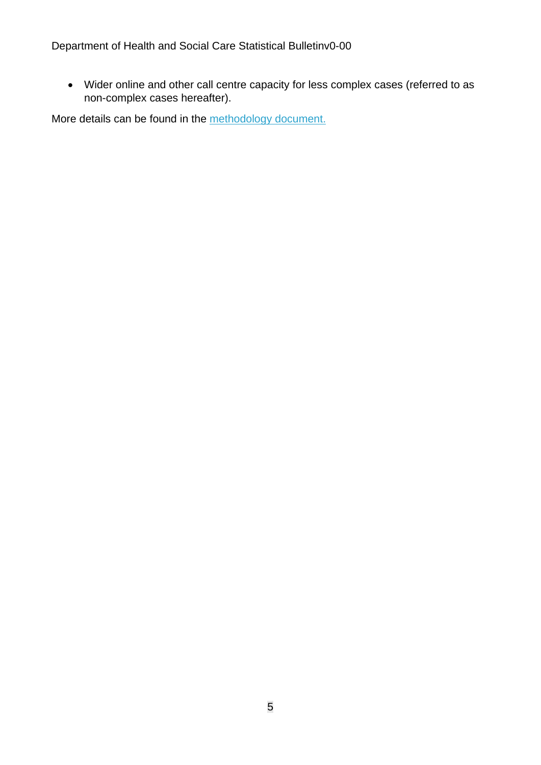- Wider online and other call centre capacity for less complex cases (referred to as non-complex cases hereafter).

More details can be found in the [methodology document.]()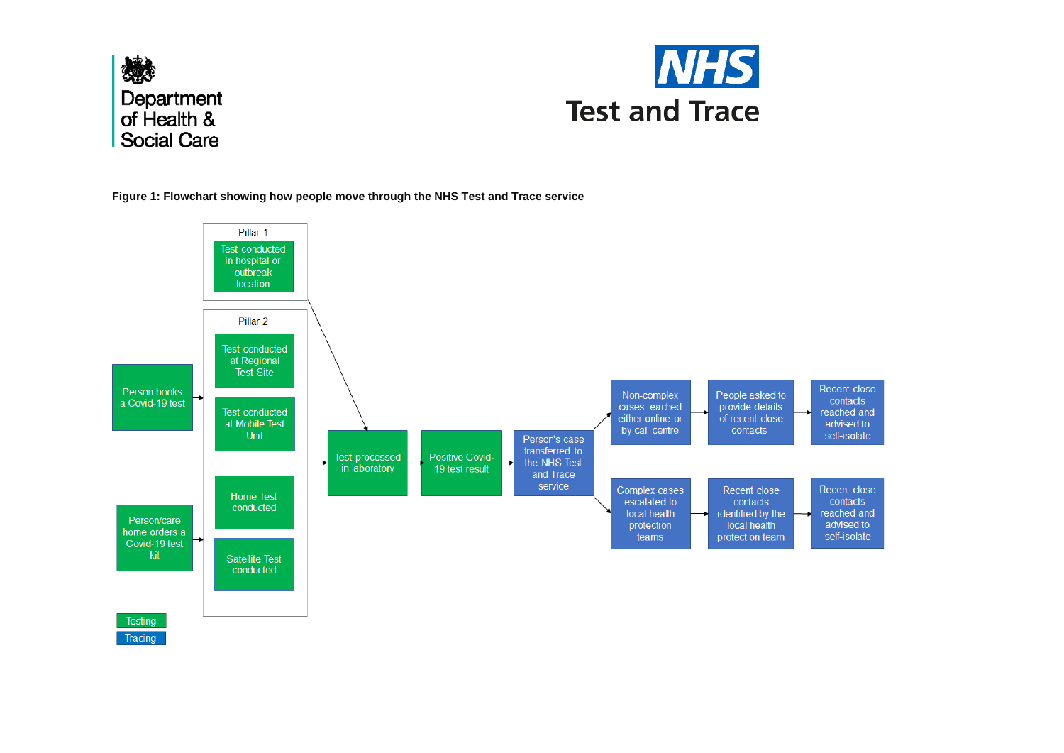Department of Health & Social Care

NHS Test and Trace

**Figure 1: Flowchart showing how people move through the NHS Test and Trace service**

Pillar 1

Test conducted in hospital or outbreak location

Pillar 2

Test conducted at Regional Test Site

Test conducted at Mobile Test Unit

Home Test conducted

Satellite Test conducted

Person books a Covid-19 test

Person/care home orders a Covid-19 test kit

Test processed in laboratory

Positive Covid-19 test result

Person's case transferred to the NHS Test and Trace service

Non-complex cases reached either online or by call centre

People asked to provide details of recent close contacts

Recent close contacts reached and advised to self-isolate

Complex cases escalated to local health protection teams

Recent close contacts identified by the local health protection team

Recent close contacts reached and advised to self-isolate

Testing

Tracing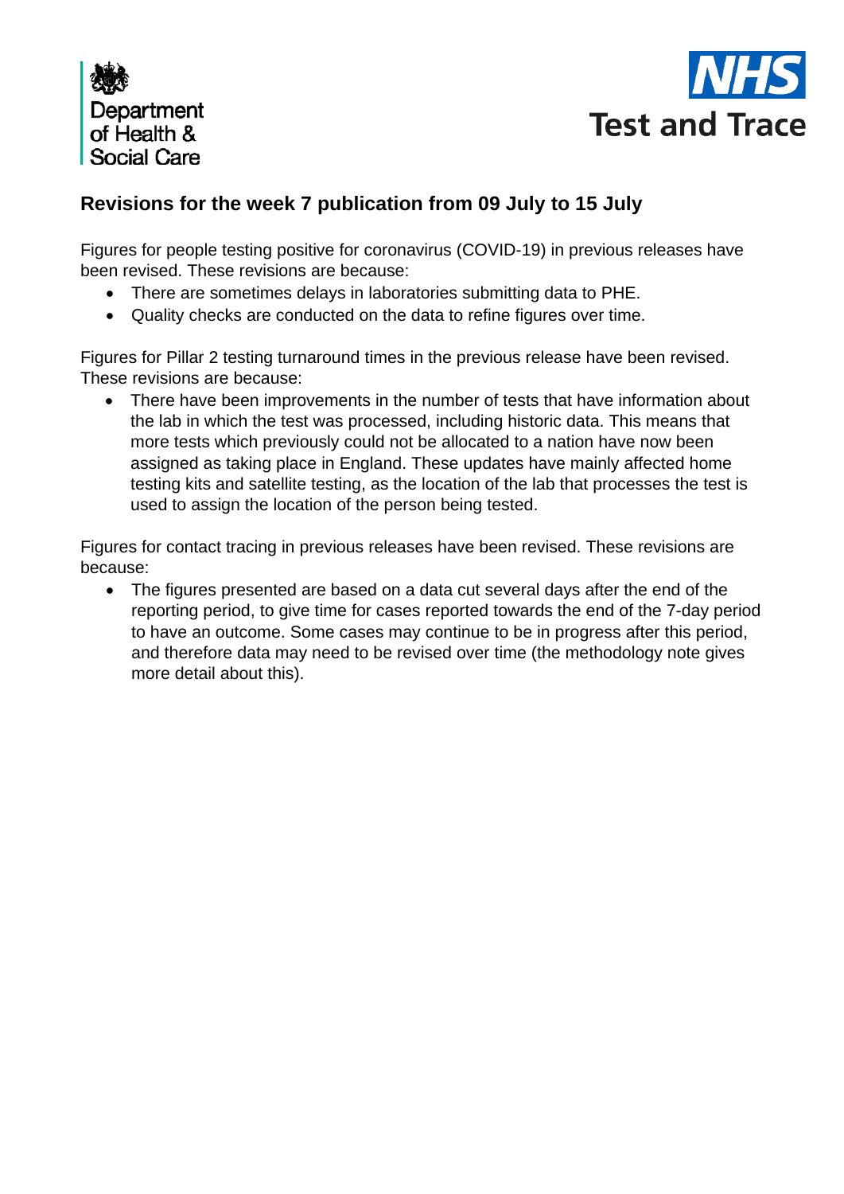Department of Health & Social Care

NHS Test and Trace

## Revisions for the week 7 publication from 09 July to 15 July

Figures for people testing positive for coronavirus (COVID-19) in previous releases have been revised. These revisions are because:

- There are sometimes delays in laboratories submitting data to PHE.
- Quality checks are conducted on the data to refine figures over time.

Figures for Pillar 2 testing turnaround times in the previous release have been revised. These revisions are because:

- There have been improvements in the number of tests that have information about the lab in which the test was processed, including historic data. This means that more tests which previously could not be allocated to a nation have now been assigned as taking place in England. These updates have mainly affected home testing kits and satellite testing, as the location of the lab that processes the test is used to assign the location of the person being tested.

Figures for contact tracing in previous releases have been revised. These revisions are because:

- The figures presented are based on a data cut several days after the end of the reporting period, to give time for cases reported towards the end of the 7-day period to have an outcome. Some cases may continue to be in progress after this period, and therefore data may need to be revised over time (the methodology note gives more detail about this).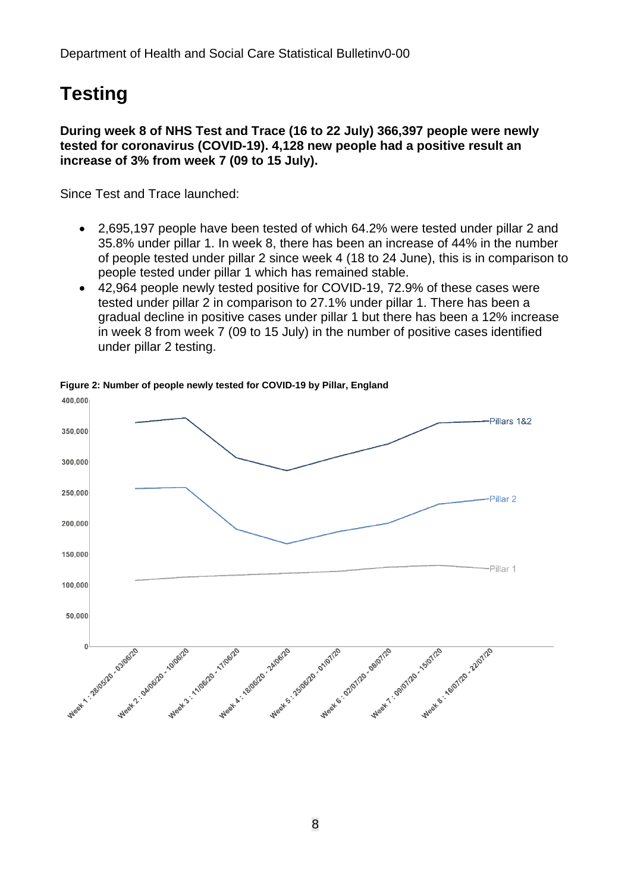# Testing

**During week 8 of NHS Test and Trace (16 to 22 July) 366,397 people were newly tested for coronavirus (COVID-19). 4,128 new people had a positive result an increase of 3% from week 7 (09 to 15 July).**

Since Test and Trace launched:

- 2,695,197 people have been tested of which 64.2% were tested under pillar 2 and 35.8% under pillar 1. In week 8, there has been an increase of 44% in the number of people tested under pillar 2 since week 4 (18 to 24 June), this is in comparison to people tested under pillar 1 which has remained stable.
- 42,964 people newly tested positive for COVID-19, 72.9% of these cases were tested under pillar 2 in comparison to 27.1% under pillar 1. There has been a gradual decline in positive cases under pillar 1 but there has been a 12% increase in week 8 from week 7 (09 to 15 July) in the number of positive cases identified under pillar 2 testing.

**Figure 2: Number of people newly tested for COVID-19 by Pillar, England**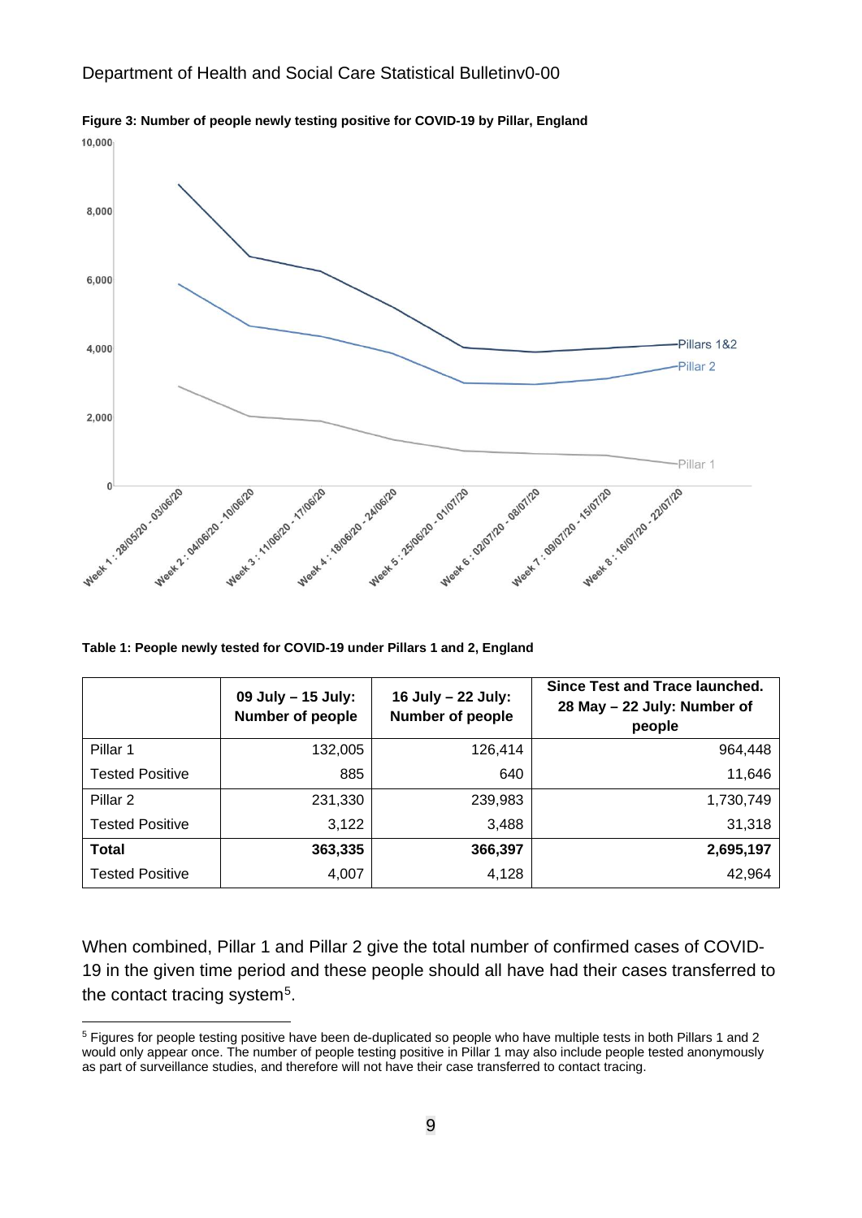**Figure 3: Number of people newly testing positive for COVID-19 by Pillar, England**

**Table 1: People newly tested for COVID-19 under Pillars 1 and 2, England**

| | 09 July – 15 July: Number of people | 16 July – 22 July: Number of people | Since Test and Trace launched. 28 May – 22 July: Number of people |
|---|---|---|---|
| Pillar 1 | 132,005 | 126,414 | 964,448 |
| Tested Positive | 885 | 640 | 11,646 |
| Pillar 2 | 231,330 | 239,983 | 1,730,749 |
| Tested Positive | 3,122 | 3,488 | 31,318 |
| **Total** | **363,335** | **366,397** | **2,695,197** |
| Tested Positive | 4,007 | 4,128 | 42,964 |

When combined, Pillar 1 and Pillar 2 give the total number of confirmed cases of COVID-19 in the given time period and these people should all have had their cases transferred to the contact tracing system[5].

[5] Figures for people testing positive have been de-duplicated so people who have multiple tests in both Pillars 1 and 2 would only appear once. The number of people testing positive in Pillar 1 may also include people tested anonymously as part of surveillance studies, and therefore will not have their case transferred to contact tracing.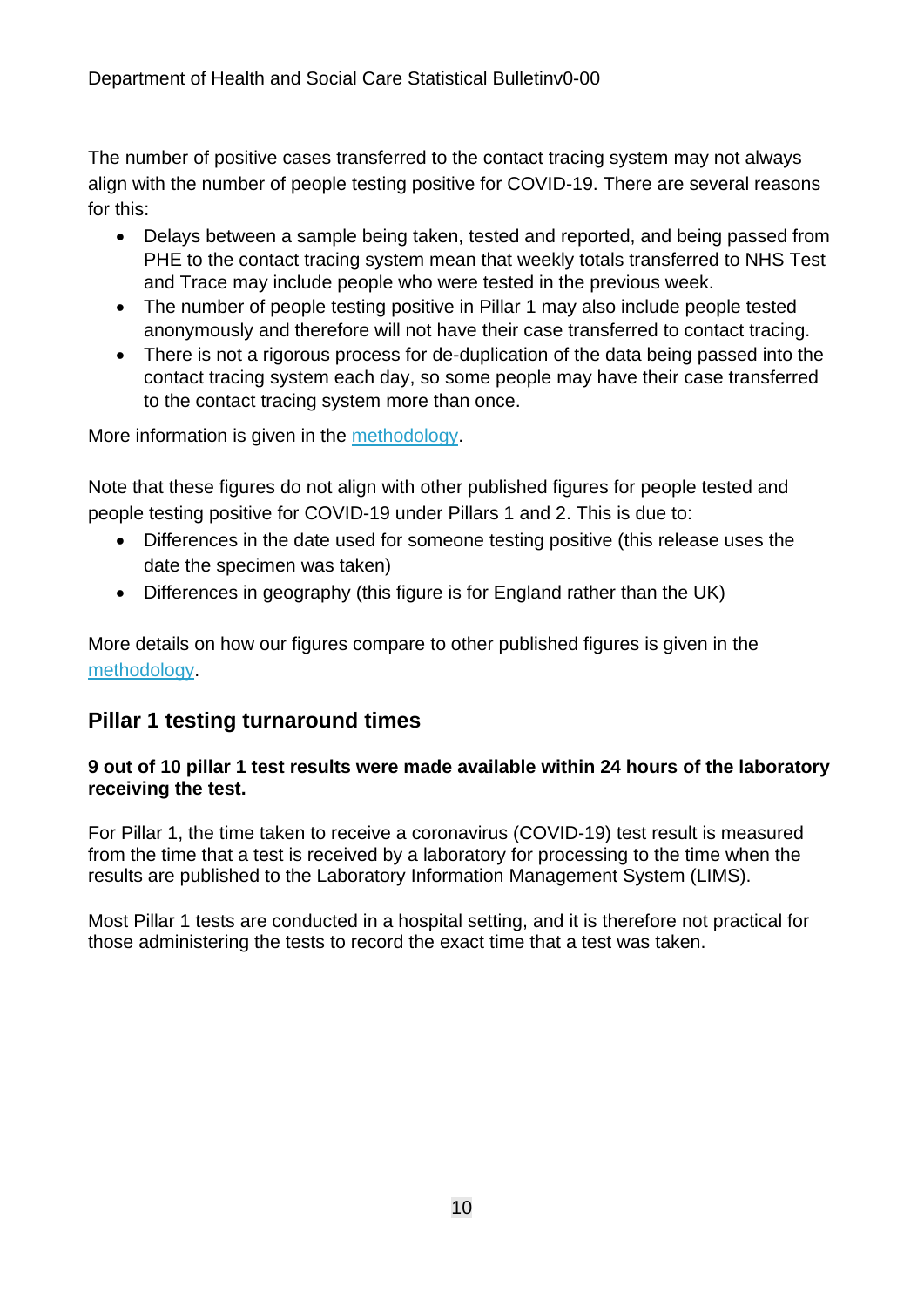The number of positive cases transferred to the contact tracing system may not always align with the number of people testing positive for COVID-19. There are several reasons for this:

- Delays between a sample being taken, tested and reported, and being passed from PHE to the contact tracing system mean that weekly totals transferred to NHS Test and Trace may include people who were tested in the previous week.
- The number of people testing positive in Pillar 1 may also include people tested anonymously and therefore will not have their case transferred to contact tracing.
- There is not a rigorous process for de-duplication of the data being passed into the contact tracing system each day, so some people may have their case transferred to the contact tracing system more than once.

More information is given in the methodology.

Note that these figures do not align with other published figures for people tested and people testing positive for COVID-19 under Pillars 1 and 2. This is due to:

- Differences in the date used for someone testing positive (this release uses the date the specimen was taken)
- Differences in geography (this figure is for England rather than the UK)

More details on how our figures compare to other published figures is given in the methodology.

## Pillar 1 testing turnaround times

**9 out of 10 pillar 1 test results were made available within 24 hours of the laboratory receiving the test.**

For Pillar 1, the time taken to receive a coronavirus (COVID-19) test result is measured from the time that a test is received by a laboratory for processing to the time when the results are published to the Laboratory Information Management System (LIMS).

Most Pillar 1 tests are conducted in a hospital setting, and it is therefore not practical for those administering the tests to record the exact time that a test was taken.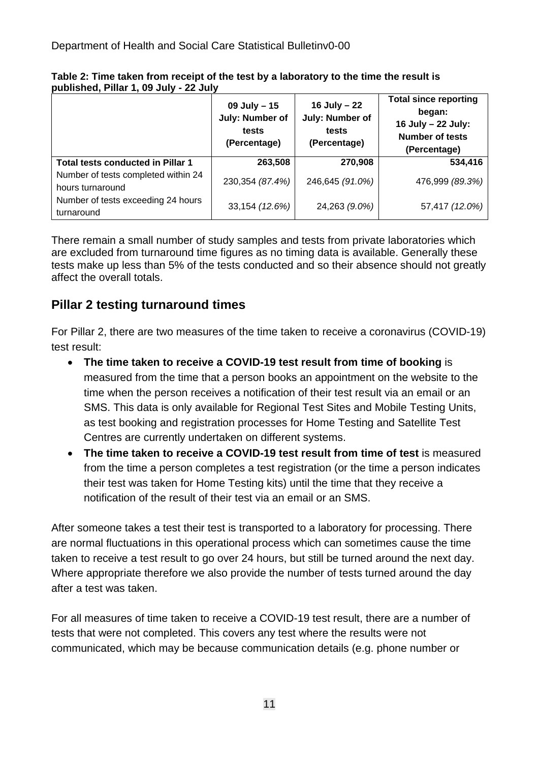**Table 2: Time taken from receipt of the test by a laboratory to the time the result is published, Pillar 1, 09 July - 22 July**

| | 09 July – 15 July: Number of tests (Percentage) | 16 July – 22 July: Number of tests (Percentage) | Total since reporting began: 16 July – 22 July: Number of tests (Percentage) |
|---|---|---|---|
| **Total tests conducted in Pillar 1** | **263,508** | **270,908** | **534,416** |
| Number of tests completed within 24 hours turnaround | 230,354 *(87.4%)* | 246,645 *(91.0%)* | 476,999 *(89.3%)* |
| Number of tests exceeding 24 hours turnaround | 33,154 *(12.6%)* | 24,263 *(9.0%)* | 57,417 *(12.0%)* |

There remain a small number of study samples and tests from private laboratories which are excluded from turnaround time figures as no timing data is available. Generally these tests make up less than 5% of the tests conducted and so their absence should not greatly affect the overall totals.

## Pillar 2 testing turnaround times

For Pillar 2, there are two measures of the time taken to receive a coronavirus (COVID-19) test result:

- **The time taken to receive a COVID-19 test result from time of booking** is measured from the time that a person books an appointment on the website to the time when the person receives a notification of their test result via an email or an SMS. This data is only available for Regional Test Sites and Mobile Testing Units, as test booking and registration processes for Home Testing and Satellite Test Centres are currently undertaken on different systems.
- **The time taken to receive a COVID-19 test result from time of test** is measured from the time a person completes a test registration (or the time a person indicates their test was taken for Home Testing kits) until the time that they receive a notification of the result of their test via an email or an SMS.

After someone takes a test their test is transported to a laboratory for processing. There are normal fluctuations in this operational process which can sometimes cause the time taken to receive a test result to go over 24 hours, but still be turned around the next day. Where appropriate therefore we also provide the number of tests turned around the day after a test was taken.

For all measures of time taken to receive a COVID-19 test result, there are a number of tests that were not completed. This covers any test where the results were not communicated, which may be because communication details (e.g. phone number or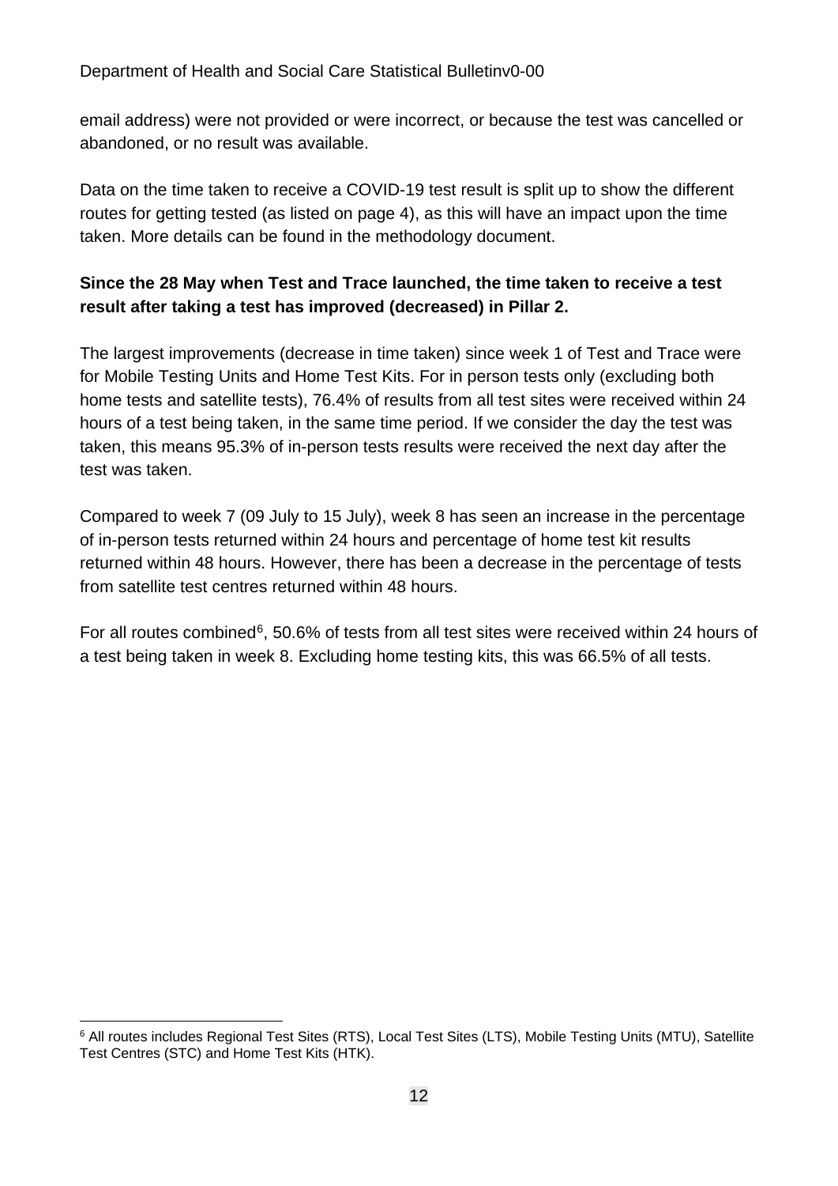email address) were not provided or were incorrect, or because the test was cancelled or abandoned, or no result was available.

Data on the time taken to receive a COVID-19 test result is split up to show the different routes for getting tested (as listed on page 4), as this will have an impact upon the time taken. More details can be found in the methodology document.

**Since the 28 May when Test and Trace launched, the time taken to receive a test result after taking a test has improved (decreased) in Pillar 2.**

The largest improvements (decrease in time taken) since week 1 of Test and Trace were for Mobile Testing Units and Home Test Kits. For in person tests only (excluding both home tests and satellite tests), 76.4% of results from all test sites were received within 24 hours of a test being taken, in the same time period. If we consider the day the test was taken, this means 95.3% of in-person tests results were received the next day after the test was taken.

Compared to week 7 (09 July to 15 July), week 8 has seen an increase in the percentage of in-person tests returned within 24 hours and percentage of home test kit results returned within 48 hours. However, there has been a decrease in the percentage of tests from satellite test centres returned within 48 hours.

For all routes combined[6], 50.6% of tests from all test sites were received within 24 hours of a test being taken in week 8. Excluding home testing kits, this was 66.5% of all tests.

[6] All routes includes Regional Test Sites (RTS), Local Test Sites (LTS), Mobile Testing Units (MTU), Satellite Test Centres (STC) and Home Test Kits (HTK).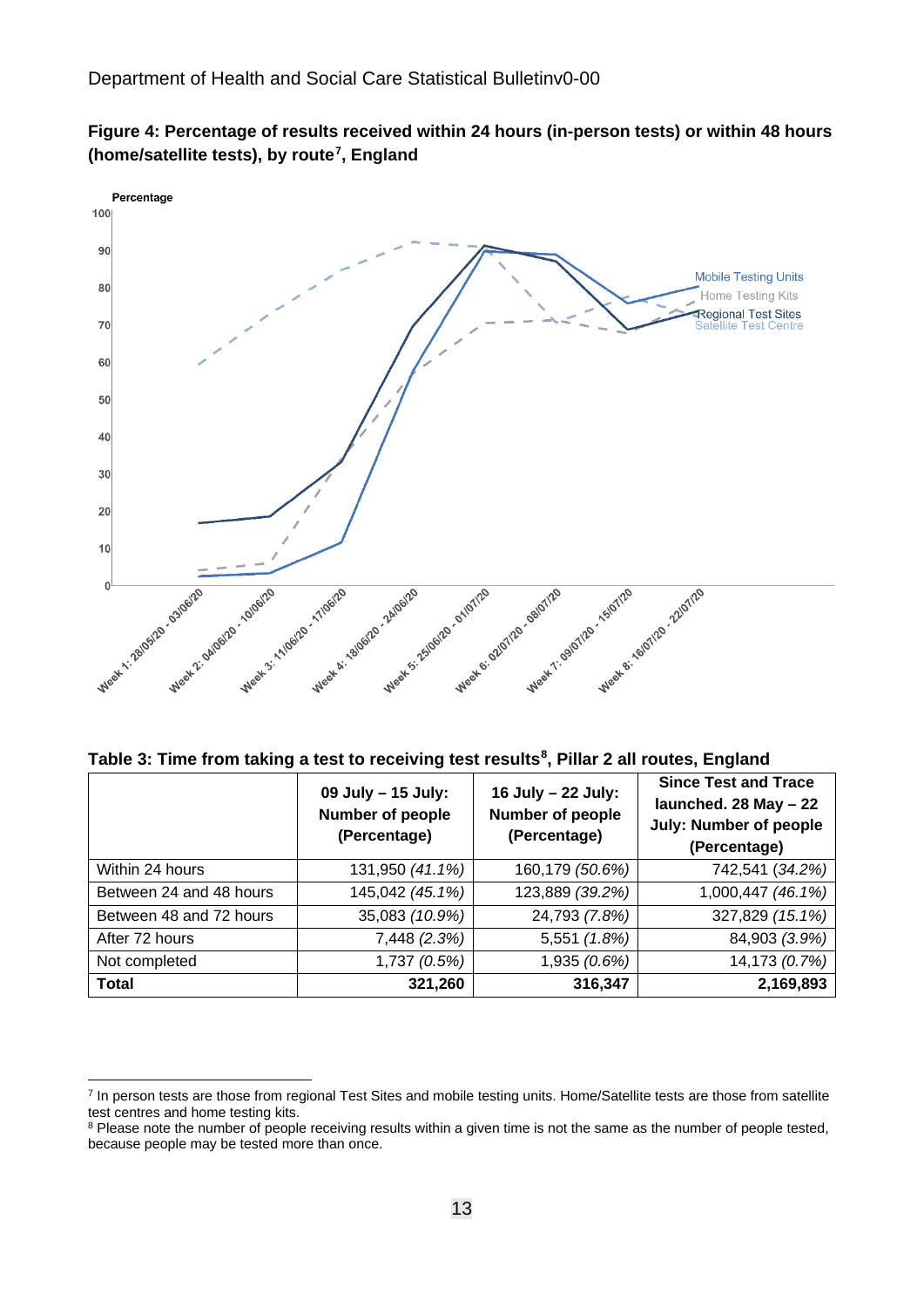**Figure 4: Percentage of results received within 24 hours (in-person tests) or within 48 hours (home/satellite tests), by route[7], England**

**Table 3: Time from taking a test to receiving test results[8], Pillar 2 all routes, England**

| | 09 July – 15 July: Number of people (Percentage) | 16 July – 22 July: Number of people (Percentage) | Since Test and Trace launched. 28 May – 22 July: Number of people (Percentage) |
|---|---|---|---|
| Within 24 hours | 131,950 *(41.1%)* | 160,179 *(50.6%)* | 742,541 *(34.2%)* |
| Between 24 and 48 hours | 145,042 *(45.1%)* | 123,889 *(39.2%)* | 1,000,447 *(46.1%)* |
| Between 48 and 72 hours | 35,083 *(10.9%)* | 24,793 *(7.8%)* | 327,829 *(15.1%)* |
| After 72 hours | 7,448 *(2.3%)* | 5,551 *(1.8%)* | 84,903 *(3.9%)* |
| Not completed | 1,737 *(0.5%)* | 1,935 *(0.6%)* | 14,173 *(0.7%)* |
| **Total** | **321,260** | **316,347** | **2,169,893** |

[7] In person tests are those from regional Test Sites and mobile testing units. Home/Satellite tests are those from satellite test centres and home testing kits.

[8] Please note the number of people receiving results within a given time is not the same as the number of people tested, because people may be tested more than once.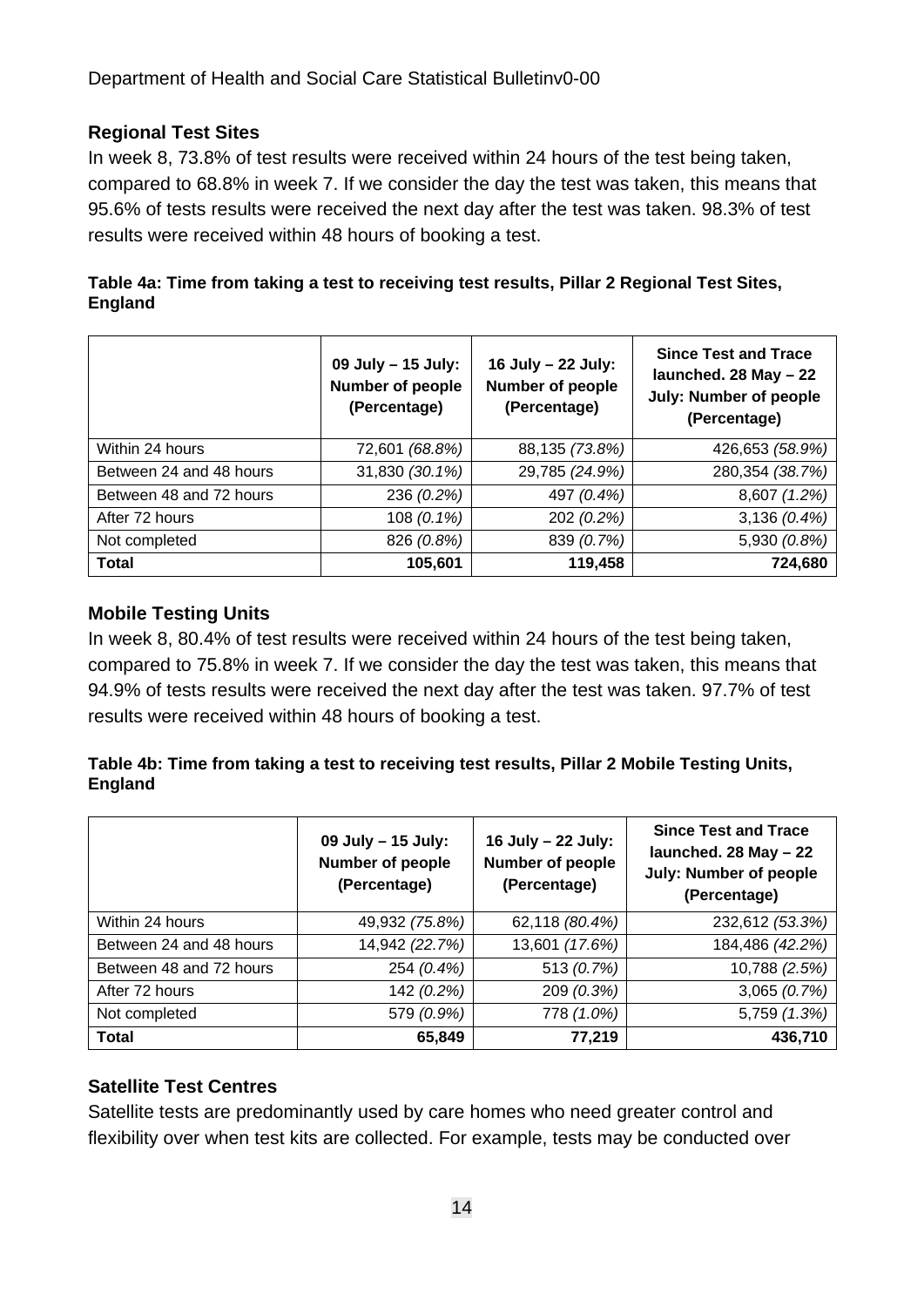### Regional Test Sites

In week 8, 73.8% of test results were received within 24 hours of the test being taken, compared to 68.8% in week 7. If we consider the day the test was taken, this means that 95.6% of tests results were received the next day after the test was taken. 98.3% of test results were received within 48 hours of booking a test.

**Table 4a: Time from taking a test to receiving test results, Pillar 2 Regional Test Sites, England**

| | 09 July – 15 July: Number of people (Percentage) | 16 July – 22 July: Number of people (Percentage) | Since Test and Trace launched. 28 May – 22 July: Number of people (Percentage) |
|---|---|---|---|
| Within 24 hours | 72,601 *(68.8%)* | 88,135 *(73.8%)* | 426,653 *(58.9%)* |
| Between 24 and 48 hours | 31,830 *(30.1%)* | 29,785 *(24.9%)* | 280,354 *(38.7%)* |
| Between 48 and 72 hours | 236 *(0.2%)* | 497 *(0.4%)* | 8,607 *(1.2%)* |
| After 72 hours | 108 *(0.1%)* | 202 *(0.2%)* | 3,136 *(0.4%)* |
| Not completed | 826 *(0.8%)* | 839 *(0.7%)* | 5,930 *(0.8%)* |
| **Total** | **105,601** | **119,458** | **724,680** |

### Mobile Testing Units

In week 8, 80.4% of test results were received within 24 hours of the test being taken, compared to 75.8% in week 7. If we consider the day the test was taken, this means that 94.9% of tests results were received the next day after the test was taken. 97.7% of test results were received within 48 hours of booking a test.

**Table 4b: Time from taking a test to receiving test results, Pillar 2 Mobile Testing Units, England**

| | 09 July – 15 July: Number of people (Percentage) | 16 July – 22 July: Number of people (Percentage) | Since Test and Trace launched. 28 May – 22 July: Number of people (Percentage) |
|---|---|---|---|
| Within 24 hours | 49,932 *(75.8%)* | 62,118 *(80.4%)* | 232,612 *(53.3%)* |
| Between 24 and 48 hours | 14,942 *(22.7%)* | 13,601 *(17.6%)* | 184,486 *(42.2%)* |
| Between 48 and 72 hours | 254 *(0.4%)* | 513 *(0.7%)* | 10,788 *(2.5%)* |
| After 72 hours | 142 *(0.2%)* | 209 *(0.3%)* | 3,065 *(0.7%)* |
| Not completed | 579 *(0.9%)* | 778 *(1.0%)* | 5,759 *(1.3%)* |
| **Total** | **65,849** | **77,219** | **436,710** |

### Satellite Test Centres

Satellite tests are predominantly used by care homes who need greater control and flexibility over when test kits are collected. For example, tests may be conducted over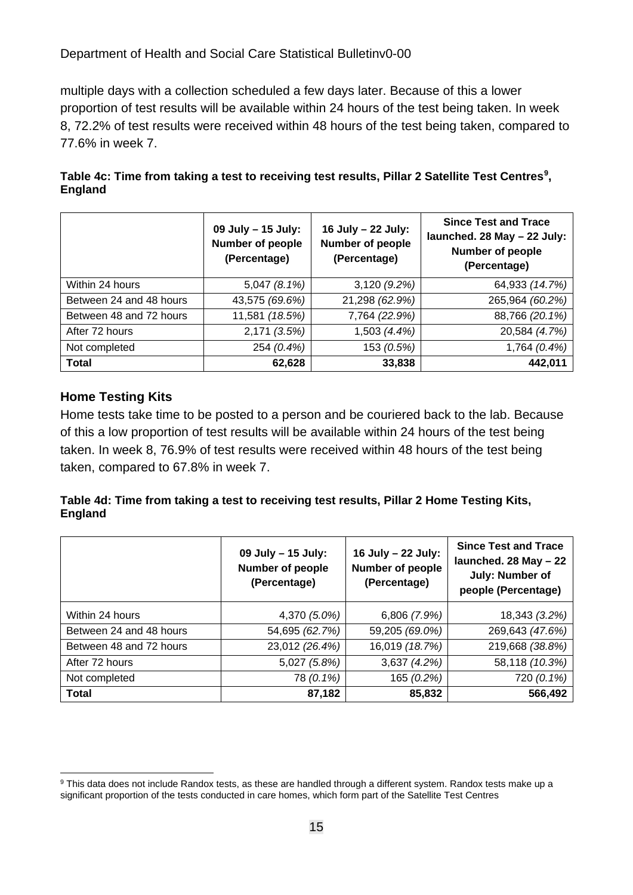multiple days with a collection scheduled a few days later. Because of this a lower proportion of test results will be available within 24 hours of the test being taken. In week 8, 72.2% of test results were received within 48 hours of the test being taken, compared to 77.6% in week 7.

**Table 4c: Time from taking a test to receiving test results, Pillar 2 Satellite Test Centres[9], England**

| | 09 July – 15 July: Number of people (Percentage) | 16 July – 22 July: Number of people (Percentage) | Since Test and Trace launched. 28 May – 22 July: Number of people (Percentage) |
|---|---|---|---|
| Within 24 hours | 5,047 *(8.1%)* | 3,120 *(9.2%)* | 64,933 *(14.7%)* |
| Between 24 and 48 hours | 43,575 *(69.6%)* | 21,298 *(62.9%)* | 265,964 *(60.2%)* |
| Between 48 and 72 hours | 11,581 *(18.5%)* | 7,764 *(22.9%)* | 88,766 *(20.1%)* |
| After 72 hours | 2,171 *(3.5%)* | 1,503 *(4.4%)* | 20,584 *(4.7%)* |
| Not completed | 254 *(0.4%)* | 153 *(0.5%)* | 1,764 *(0.4%)* |
| **Total** | **62,628** | **33,838** | **442,011** |

### Home Testing Kits

Home tests take time to be posted to a person and be couriered back to the lab. Because of this a low proportion of test results will be available within 24 hours of the test being taken. In week 8, 76.9% of test results were received within 48 hours of the test being taken, compared to 67.8% in week 7.

**Table 4d: Time from taking a test to receiving test results, Pillar 2 Home Testing Kits, England**

| | 09 July – 15 July: Number of people (Percentage) | 16 July – 22 July: Number of people (Percentage) | Since Test and Trace launched. 28 May – 22 July: Number of people (Percentage) |
|---|---|---|---|
| Within 24 hours | 4,370 *(5.0%)* | 6,806 *(7.9%)* | 18,343 *(3.2%)* |
| Between 24 and 48 hours | 54,695 *(62.7%)* | 59,205 *(69.0%)* | 269,643 *(47.6%)* |
| Between 48 and 72 hours | 23,012 *(26.4%)* | 16,019 *(18.7%)* | 219,668 *(38.8%)* |
| After 72 hours | 5,027 *(5.8%)* | 3,637 *(4.2%)* | 58,118 *(10.3%)* |
| Not completed | 78 *(0.1%)* | 165 *(0.2%)* | 720 *(0.1%)* |
| **Total** | **87,182** | **85,832** | **566,492** |

[9] This data does not include Randox tests, as these are handled through a different system. Randox tests make up a significant proportion of the tests conducted in care homes, which form part of the Satellite Test Centres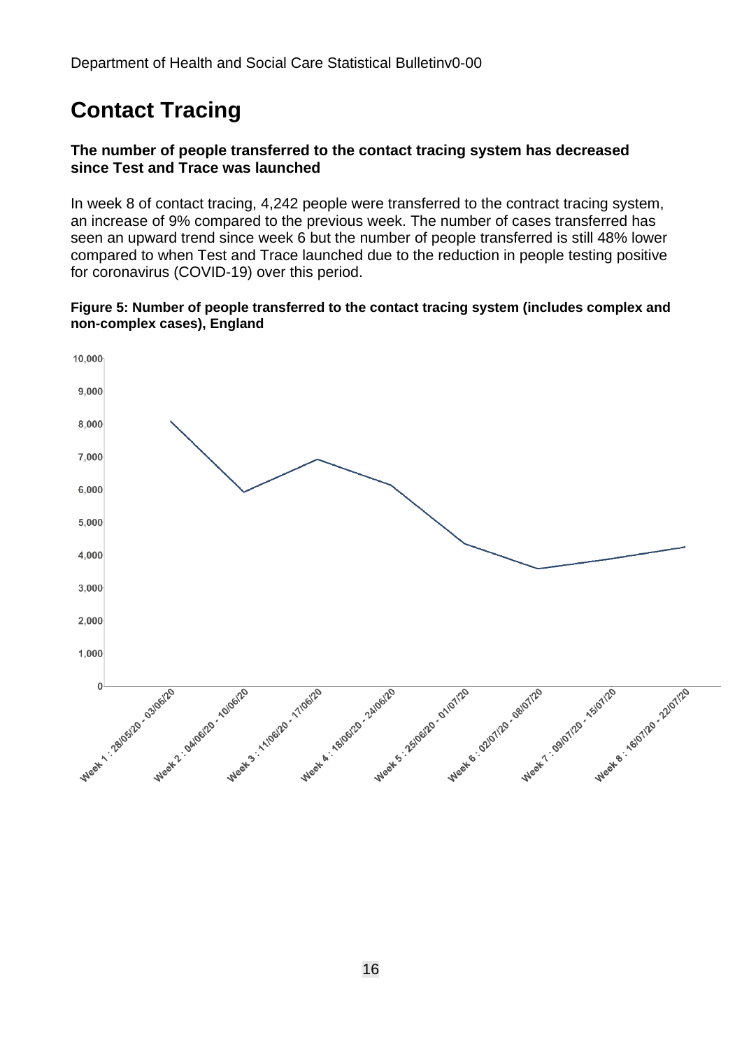# Contact Tracing

**The number of people transferred to the contact tracing system has decreased since Test and Trace was launched**

In week 8 of contact tracing, 4,242 people were transferred to the contract tracing system, an increase of 9% compared to the previous week. The number of cases transferred has seen an upward trend since week 6 but the number of people transferred is still 48% lower compared to when Test and Trace launched due to the reduction in people testing positive for coronavirus (COVID-19) over this period.

**Figure 5: Number of people transferred to the contact tracing system (includes complex and non-complex cases), England**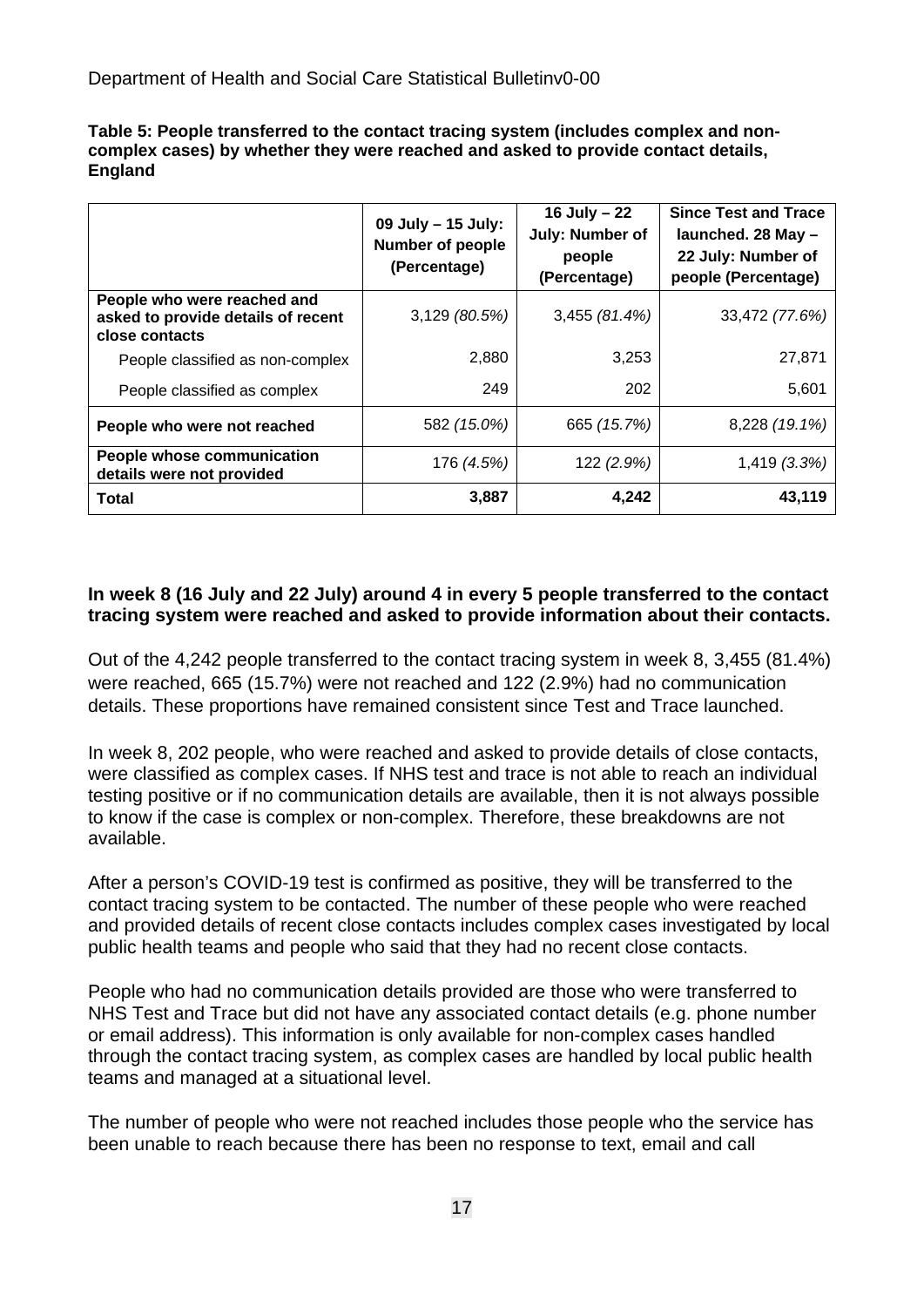**Table 5: People transferred to the contact tracing system (includes complex and non-complex cases) by whether they were reached and asked to provide contact details, England**

| | 09 July – 15 July: Number of people (Percentage) | 16 July – 22 July: Number of people (Percentage) | Since Test and Trace launched. 28 May – 22 July: Number of people (Percentage) |
|---|---|---|---|
| **People who were reached and asked to provide details of recent close contacts** | 3,129 *(80.5%)* | 3,455 *(81.4%)* | 33,472 *(77.6%)* |
| People classified as non-complex | 2,880 | 3,253 | 27,871 |
| People classified as complex | 249 | 202 | 5,601 |
| **People who were not reached** | 582 *(15.0%)* | 665 *(15.7%)* | 8,228 *(19.1%)* |
| **People whose communication details were not provided** | 176 *(4.5%)* | 122 *(2.9%)* | 1,419 *(3.3%)* |
| **Total** | **3,887** | **4,242** | **43,119** |

**In week 8 (16 July and 22 July) around 4 in every 5 people transferred to the contact tracing system were reached and asked to provide information about their contacts.**

Out of the 4,242 people transferred to the contact tracing system in week 8, 3,455 (81.4%) were reached, 665 (15.7%) were not reached and 122 (2.9%) had no communication details. These proportions have remained consistent since Test and Trace launched.

In week 8, 202 people, who were reached and asked to provide details of close contacts, were classified as complex cases. If NHS test and trace is not able to reach an individual testing positive or if no communication details are available, then it is not always possible to know if the case is complex or non-complex. Therefore, these breakdowns are not available.

After a person's COVID-19 test is confirmed as positive, they will be transferred to the contact tracing system to be contacted. The number of these people who were reached and provided details of recent close contacts includes complex cases investigated by local public health teams and people who said that they had no recent close contacts.

People who had no communication details provided are those who were transferred to NHS Test and Trace but did not have any associated contact details (e.g. phone number or email address). This information is only available for non-complex cases handled through the contact tracing system, as complex cases are handled by local public health teams and managed at a situational level.

The number of people who were not reached includes those people who the service has been unable to reach because there has been no response to text, email and call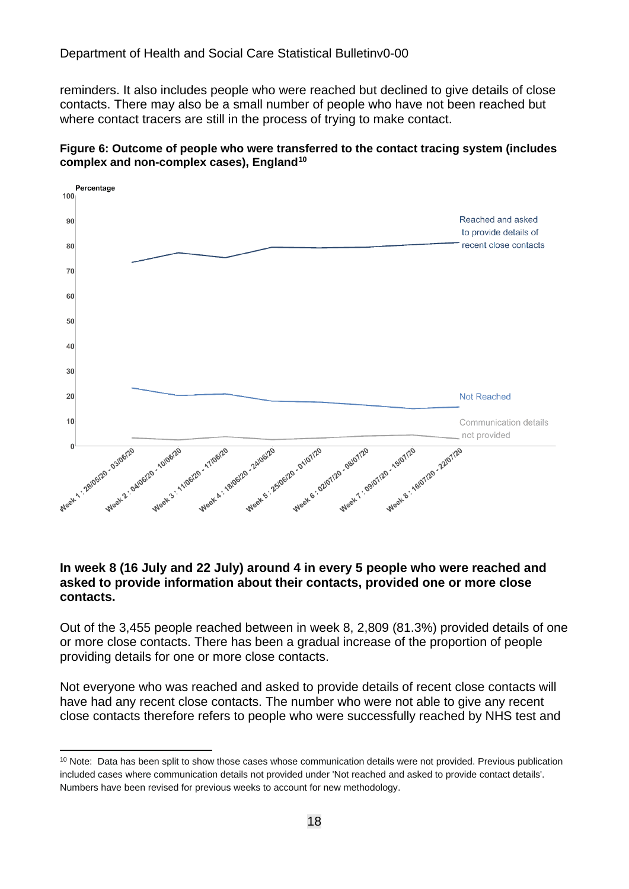reminders. It also includes people who were reached but declined to give details of close contacts. There may also be a small number of people who have not been reached but where contact tracers are still in the process of trying to make contact.

**Figure 6: Outcome of people who were transferred to the contact tracing system (includes complex and non-complex cases), England[10]**

**In week 8 (16 July and 22 July) around 4 in every 5 people who were reached and asked to provide information about their contacts, provided one or more close contacts.**

Out of the 3,455 people reached between in week 8, 2,809 (81.3%) provided details of one or more close contacts. There has been a gradual increase of the proportion of people providing details for one or more close contacts.

Not everyone who was reached and asked to provide details of recent close contacts will have had any recent close contacts. The number who were not able to give any recent close contacts therefore refers to people who were successfully reached by NHS test and

[10] Note: Data has been split to show those cases whose communication details were not provided. Previous publication included cases where communication details not provided under 'Not reached and asked to provide contact details'. Numbers have been revised for previous weeks to account for new methodology.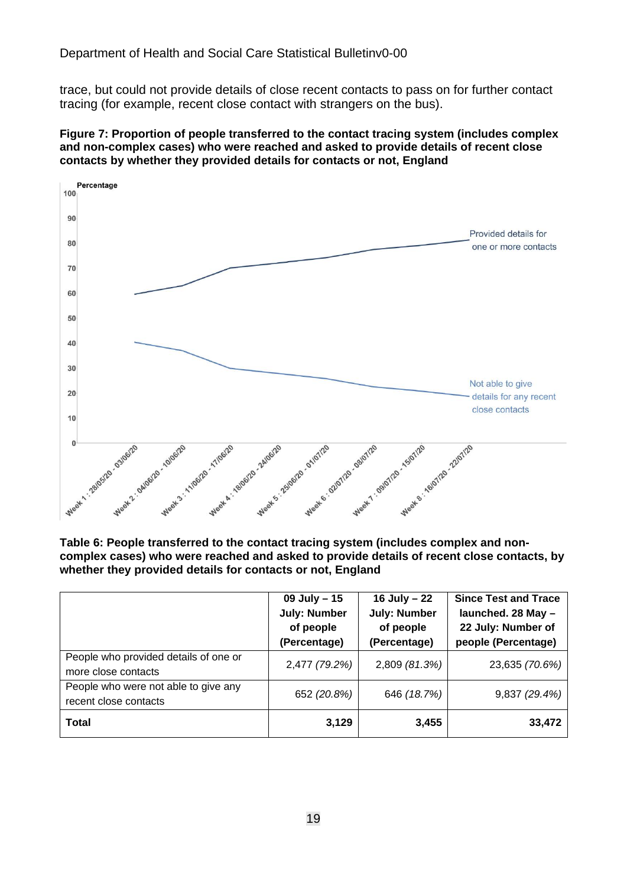trace, but could not provide details of close recent contacts to pass on for further contact tracing (for example, recent close contact with strangers on the bus).

**Figure 7: Proportion of people transferred to the contact tracing system (includes complex and non-complex cases) who were reached and asked to provide details of recent close contacts by whether they provided details for contacts or not, England**

**Table 6: People transferred to the contact tracing system (includes complex and non-complex cases) who were reached and asked to provide details of recent close contacts, by whether they provided details for contacts or not, England**

| | 09 July – 15 July: Number of people (Percentage) | 16 July – 22 July: Number of people (Percentage) | Since Test and Trace launched. 28 May – 22 July: Number of people (Percentage) |
|---|---|---|---|
| People who provided details of one or more close contacts | 2,477 *(79.2%)* | 2,809 *(81.3%)* | 23,635 *(70.6%)* |
| People who were not able to give any recent close contacts | 652 *(20.8%)* | 646 *(18.7%)* | 9,837 *(29.4%)* |
| **Total** | **3,129** | **3,455** | **33,472** |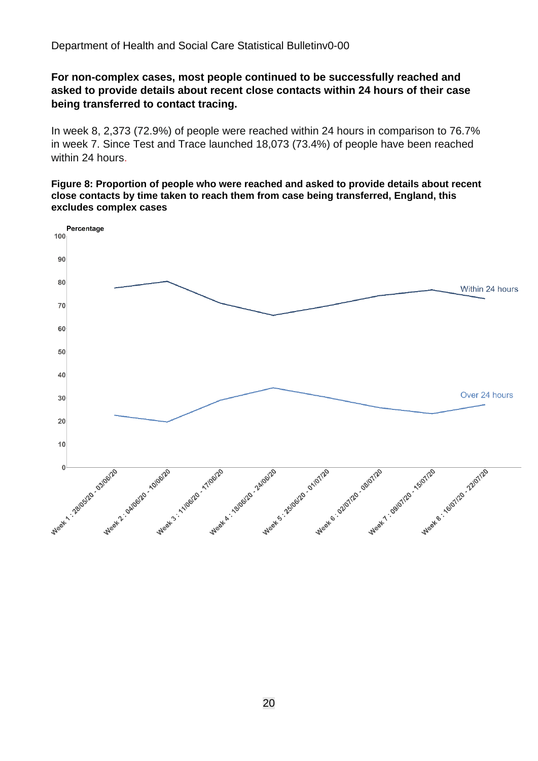**For non-complex cases, most people continued to be successfully reached and asked to provide details about recent close contacts within 24 hours of their case being transferred to contact tracing.**

In week 8, 2,373 (72.9%) of people were reached within 24 hours in comparison to 76.7% in week 7. Since Test and Trace launched 18,073 (73.4%) of people have been reached within 24 hours.

**Figure 8: Proportion of people who were reached and asked to provide details about recent close contacts by time taken to reach them from case being transferred, England, this excludes complex cases**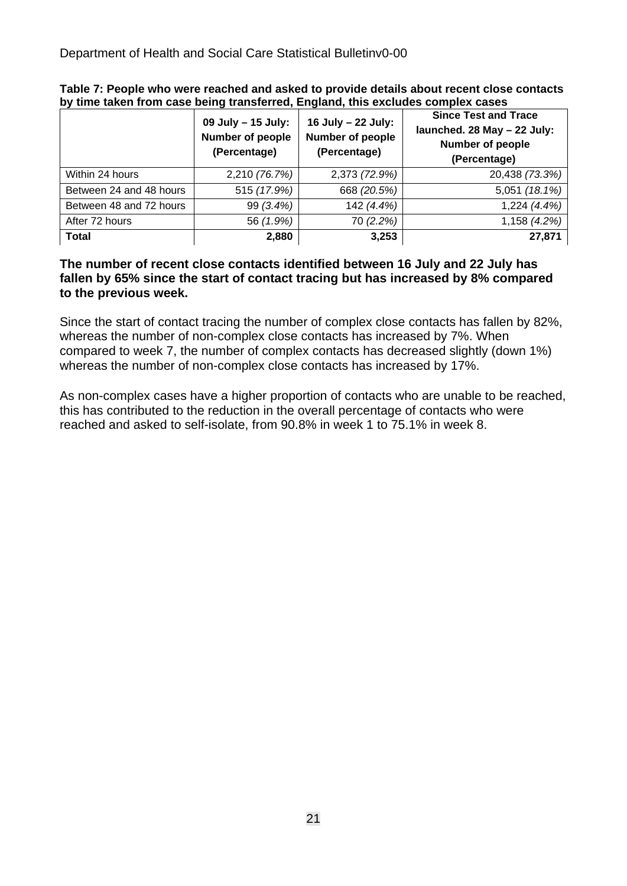**Table 7: People who were reached and asked to provide details about recent close contacts by time taken from case being transferred, England, this excludes complex cases**

| | 09 July – 15 July: Number of people (Percentage) | 16 July – 22 July: Number of people (Percentage) | Since Test and Trace launched. 28 May – 22 July: Number of people (Percentage) |
|---|---|---|---|
| Within 24 hours | 2,210 *(76.7%)* | 2,373 *(72.9%)* | 20,438 *(73.3%)* |
| Between 24 and 48 hours | 515 *(17.9%)* | 668 *(20.5%)* | 5,051 *(18.1%)* |
| Between 48 and 72 hours | 99 *(3.4%)* | 142 *(4.4%)* | 1,224 *(4.4%)* |
| After 72 hours | 56 *(1.9%)* | 70 *(2.2%)* | 1,158 *(4.2%)* |
| **Total** | **2,880** | **3,253** | **27,871** |

**The number of recent close contacts identified between 16 July and 22 July has fallen by 65% since the start of contact tracing but has increased by 8% compared to the previous week.**

Since the start of contact tracing the number of complex close contacts has fallen by 82%, whereas the number of non-complex close contacts has increased by 7%. When compared to week 7, the number of complex contacts has decreased slightly (down 1%) whereas the number of non-complex close contacts has increased by 17%.

As non-complex cases have a higher proportion of contacts who are unable to be reached, this has contributed to the reduction in the overall percentage of contacts who were reached and asked to self-isolate, from 90.8% in week 1 to 75.1% in week 8.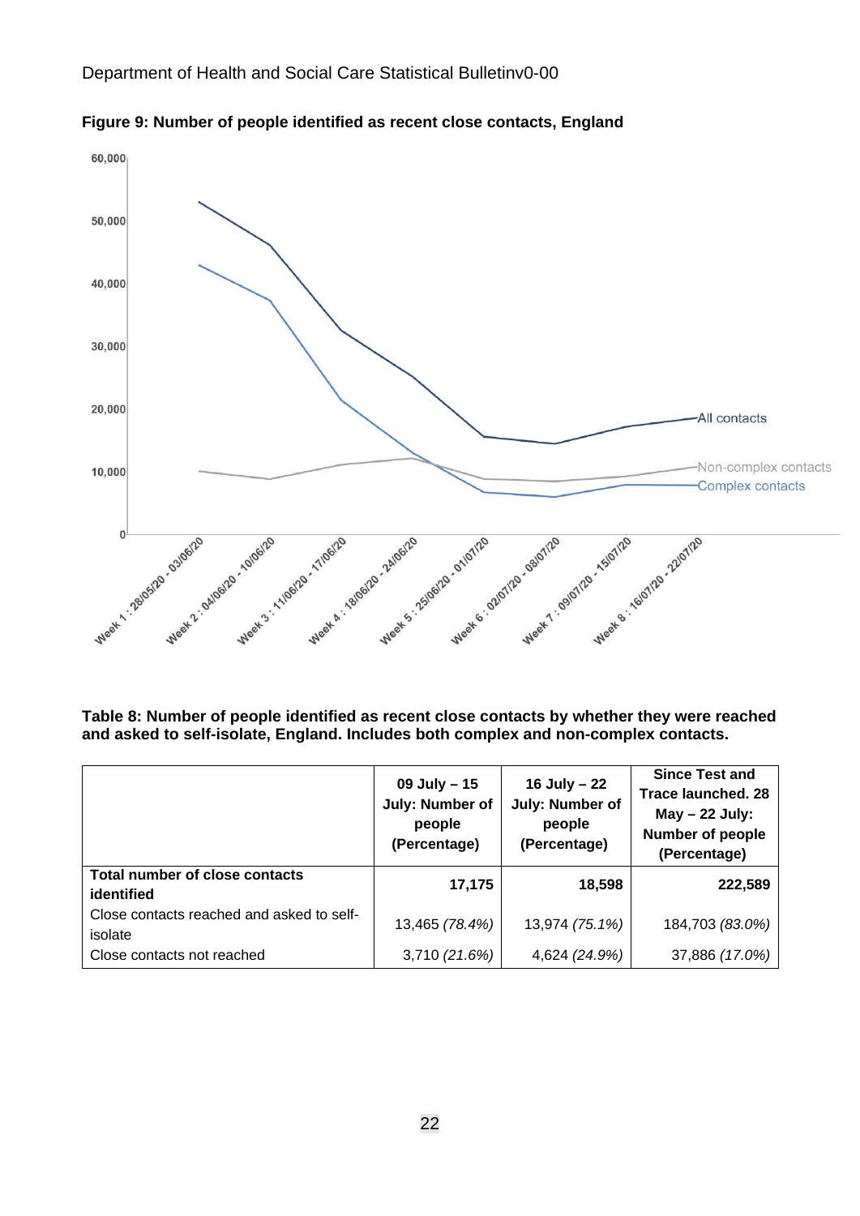**Figure 9: Number of people identified as recent close contacts, England**

**Table 8: Number of people identified as recent close contacts by whether they were reached and asked to self-isolate, England. Includes both complex and non-complex contacts.**

| | 09 July – 15 July: Number of people (Percentage) | 16 July – 22 July: Number of people (Percentage) | Since Test and Trace launched. 28 May – 22 July: Number of people (Percentage) |
|---|---|---|---|
| **Total number of close contacts identified** | **17,175** | **18,598** | **222,589** |
| Close contacts reached and asked to self-isolate | 13,465 *(78.4%)* | 13,974 *(75.1%)* | 184,703 *(83.0%)* |
| Close contacts not reached | 3,710 *(21.6%)* | 4,624 *(24.9%)* | 37,886 *(17.0%)* |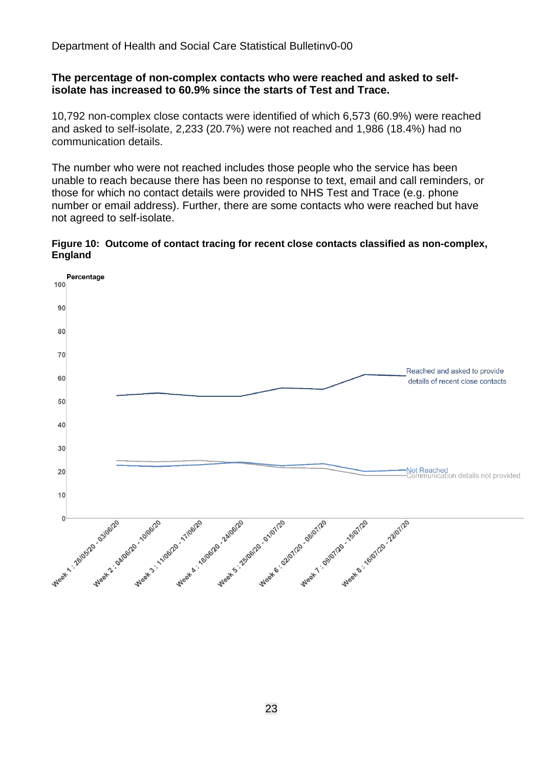**The percentage of non-complex contacts who were reached and asked to self-isolate has increased to 60.9% since the starts of Test and Trace.**

10,792 non-complex close contacts were identified of which 6,573 (60.9%) were reached and asked to self-isolate, 2,233 (20.7%) were not reached and 1,986 (18.4%) had no communication details.

The number who were not reached includes those people who the service has been unable to reach because there has been no response to text, email and call reminders, or those for which no contact details were provided to NHS Test and Trace (e.g. phone number or email address). Further, there are some contacts who were reached but have not agreed to self-isolate.

**Figure 10: Outcome of contact tracing for recent close contacts classified as non-complex, England**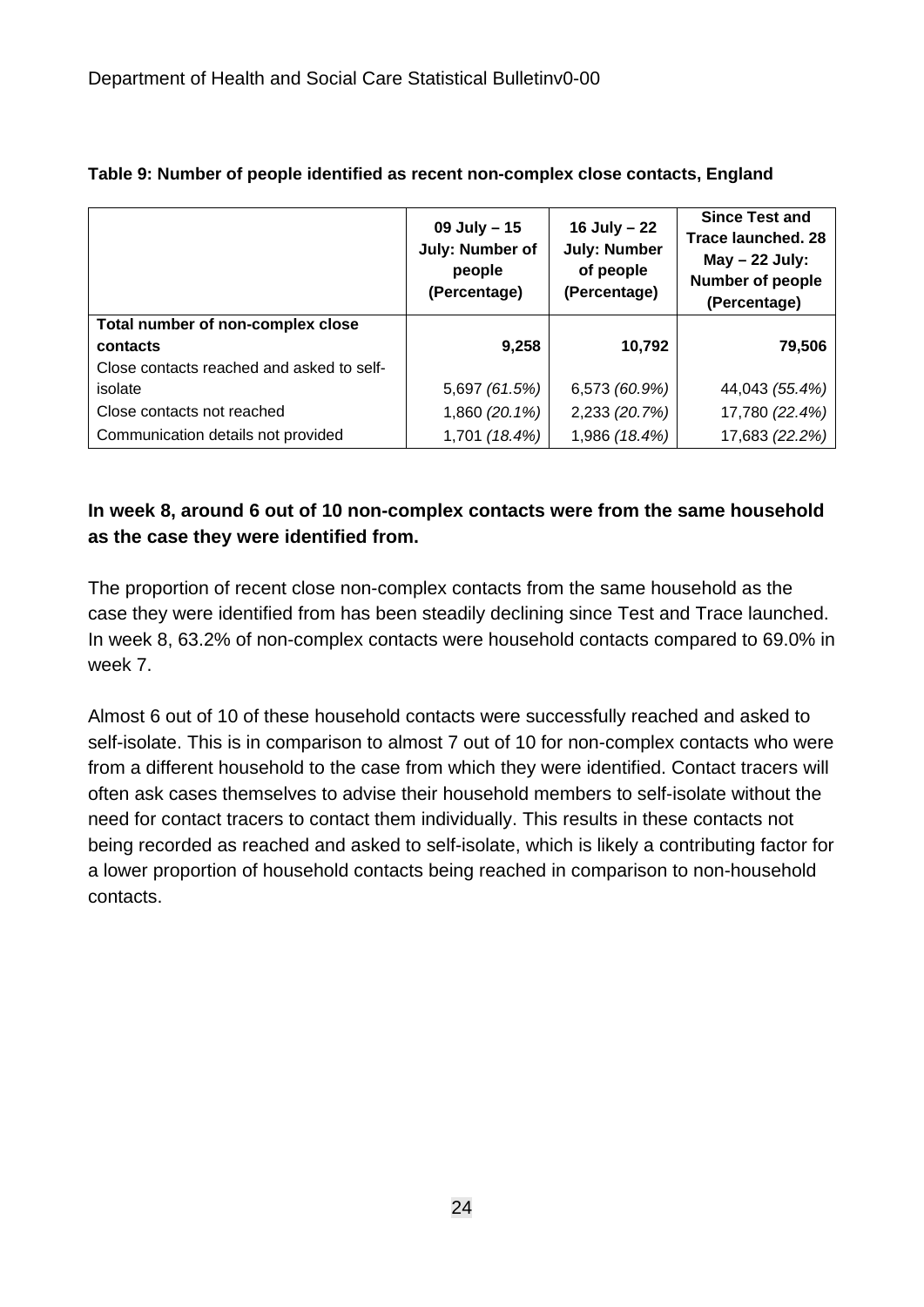**Table 9: Number of people identified as recent non-complex close contacts, England**

| | 09 July – 15 July: Number of people (Percentage) | 16 July – 22 July: Number of people (Percentage) | Since Test and Trace launched. 28 May – 22 July: Number of people (Percentage) |
|---|---|---|---|
| **Total number of non-complex close contacts** | **9,258** | **10,792** | **79,506** |
| Close contacts reached and asked to self-isolate | 5,697 *(61.5%)* | 6,573 *(60.9%)* | 44,043 *(55.4%)* |
| Close contacts not reached | 1,860 *(20.1%)* | 2,233 *(20.7%)* | 17,780 *(22.4%)* |
| Communication details not provided | 1,701 *(18.4%)* | 1,986 *(18.4%)* | 17,683 *(22.2%)* |

**In week 8, around 6 out of 10 non-complex contacts were from the same household as the case they were identified from.**

The proportion of recent close non-complex contacts from the same household as the case they were identified from has been steadily declining since Test and Trace launched. In week 8, 63.2% of non-complex contacts were household contacts compared to 69.0% in week 7.

Almost 6 out of 10 of these household contacts were successfully reached and asked to self-isolate. This is in comparison to almost 7 out of 10 for non-complex contacts who were from a different household to the case from which they were identified. Contact tracers will often ask cases themselves to advise their household members to self-isolate without the need for contact tracers to contact them individually. This results in these contacts not being recorded as reached and asked to self-isolate, which is likely a contributing factor for a lower proportion of household contacts being reached in comparison to non-household contacts.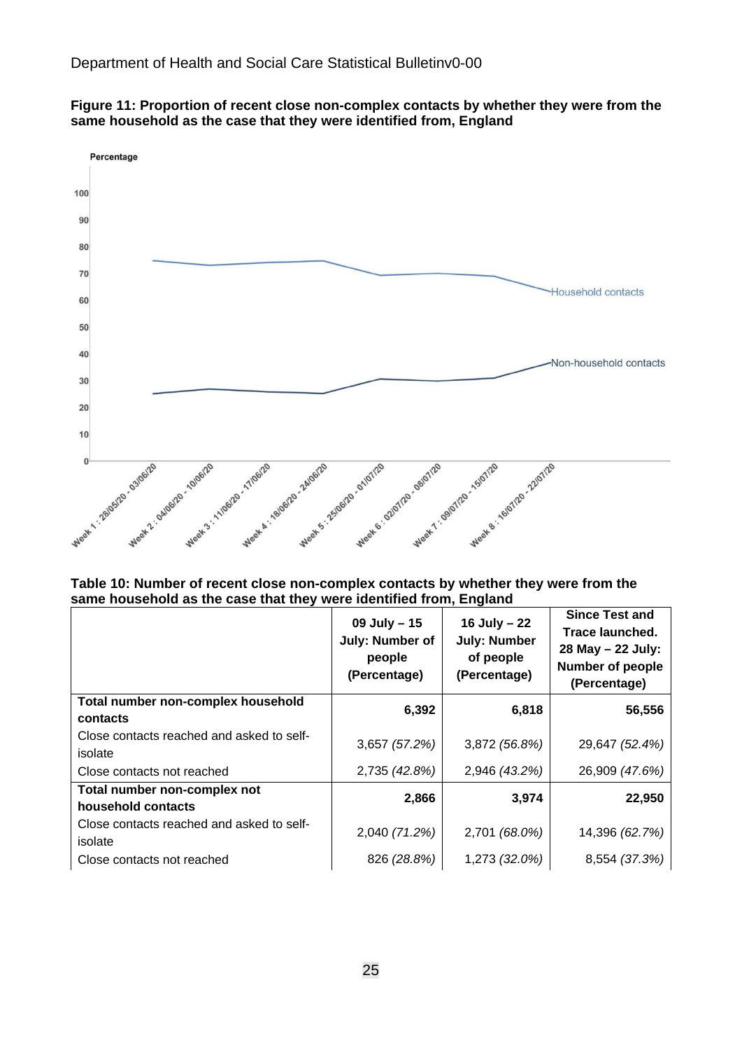**Figure 11: Proportion of recent close non-complex contacts by whether they were from the same household as the case that they were identified from, England**

**Table 10: Number of recent close non-complex contacts by whether they were from the same household as the case that they were identified from, England**

| | 09 July – 15 July: Number of people (Percentage) | 16 July – 22 July: Number of people (Percentage) | Since Test and Trace launched. 28 May – 22 July: Number of people (Percentage) |
|---|---|---|---|
| **Total number non-complex household contacts** | **6,392** | **6,818** | **56,556** |
| Close contacts reached and asked to self-isolate | 3,657 *(57.2%)* | 3,872 *(56.8%)* | 29,647 *(52.4%)* |
| Close contacts not reached | 2,735 *(42.8%)* | 2,946 *(43.2%)* | 26,909 *(47.6%)* |
| **Total number non-complex not household contacts** | **2,866** | **3,974** | **22,950** |
| Close contacts reached and asked to self-isolate | 2,040 *(71.2%)* | 2,701 *(68.0%)* | 14,396 *(62.7%)* |
| Close contacts not reached | 826 *(28.8%)* | 1,273 *(32.0%)* | 8,554 *(37.3%)* |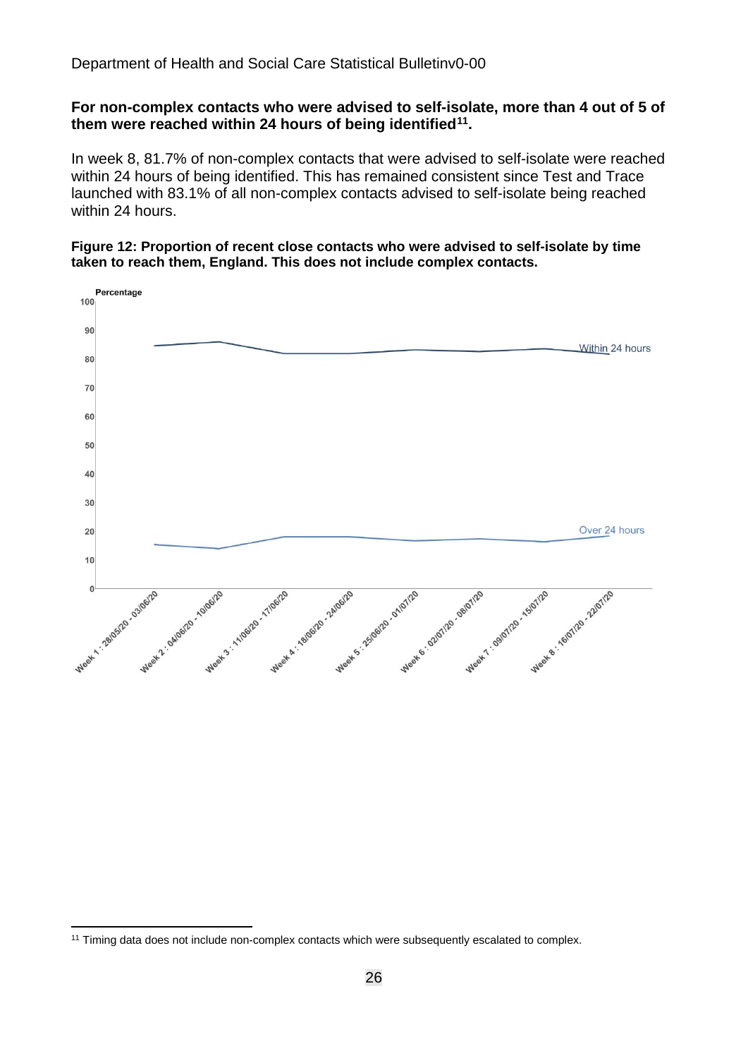**For non-complex contacts who were advised to self-isolate, more than 4 out of 5 of them were reached within 24 hours of being identified[11].**

In week 8, 81.7% of non-complex contacts that were advised to self-isolate were reached within 24 hours of being identified. This has remained consistent since Test and Trace launched with 83.1% of all non-complex contacts advised to self-isolate being reached within 24 hours.

**Figure 12: Proportion of recent close contacts who were advised to self-isolate by time taken to reach them, England. This does not include complex contacts.**

[11] Timing data does not include non-complex contacts which were subsequently escalated to complex.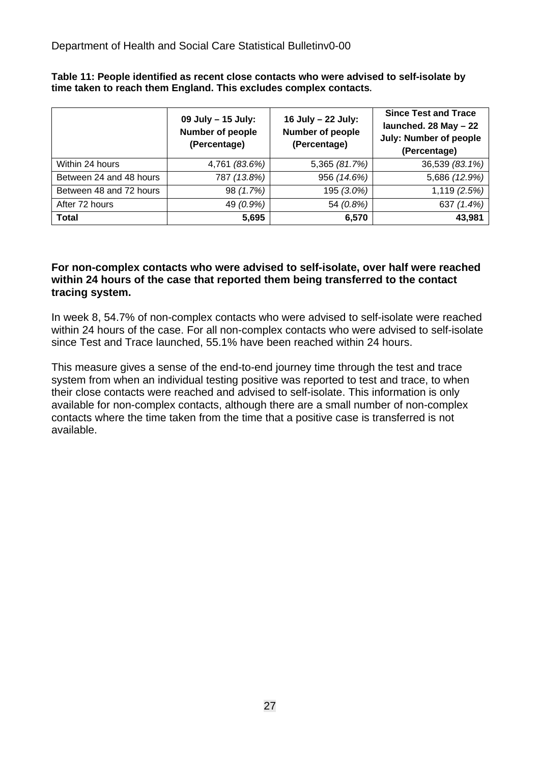**Table 11: People identified as recent close contacts who were advised to self-isolate by time taken to reach them England. This excludes complex contacts.**

| | 09 July – 15 July: Number of people (Percentage) | 16 July – 22 July: Number of people (Percentage) | Since Test and Trace launched. 28 May – 22 July: Number of people (Percentage) |
|---|---|---|---|
| Within 24 hours | 4,761 *(83.6%)* | 5,365 *(81.7%)* | 36,539 *(83.1%)* |
| Between 24 and 48 hours | 787 *(13.8%)* | 956 *(14.6%)* | 5,686 *(12.9%)* |
| Between 48 and 72 hours | 98 *(1.7%)* | 195 *(3.0%)* | 1,119 *(2.5%)* |
| After 72 hours | 49 *(0.9%)* | 54 *(0.8%)* | 637 *(1.4%)* |
| **Total** | **5,695** | **6,570** | **43,981** |

**For non-complex contacts who were advised to self-isolate, over half were reached within 24 hours of the case that reported them being transferred to the contact tracing system.**

In week 8, 54.7% of non-complex contacts who were advised to self-isolate were reached within 24 hours of the case. For all non-complex contacts who were advised to self-isolate since Test and Trace launched, 55.1% have been reached within 24 hours.

This measure gives a sense of the end-to-end journey time through the test and trace system from when an individual testing positive was reported to test and trace, to when their close contacts were reached and advised to self-isolate. This information is only available for non-complex contacts, although there are a small number of non-complex contacts where the time taken from the time that a positive case is transferred is not available.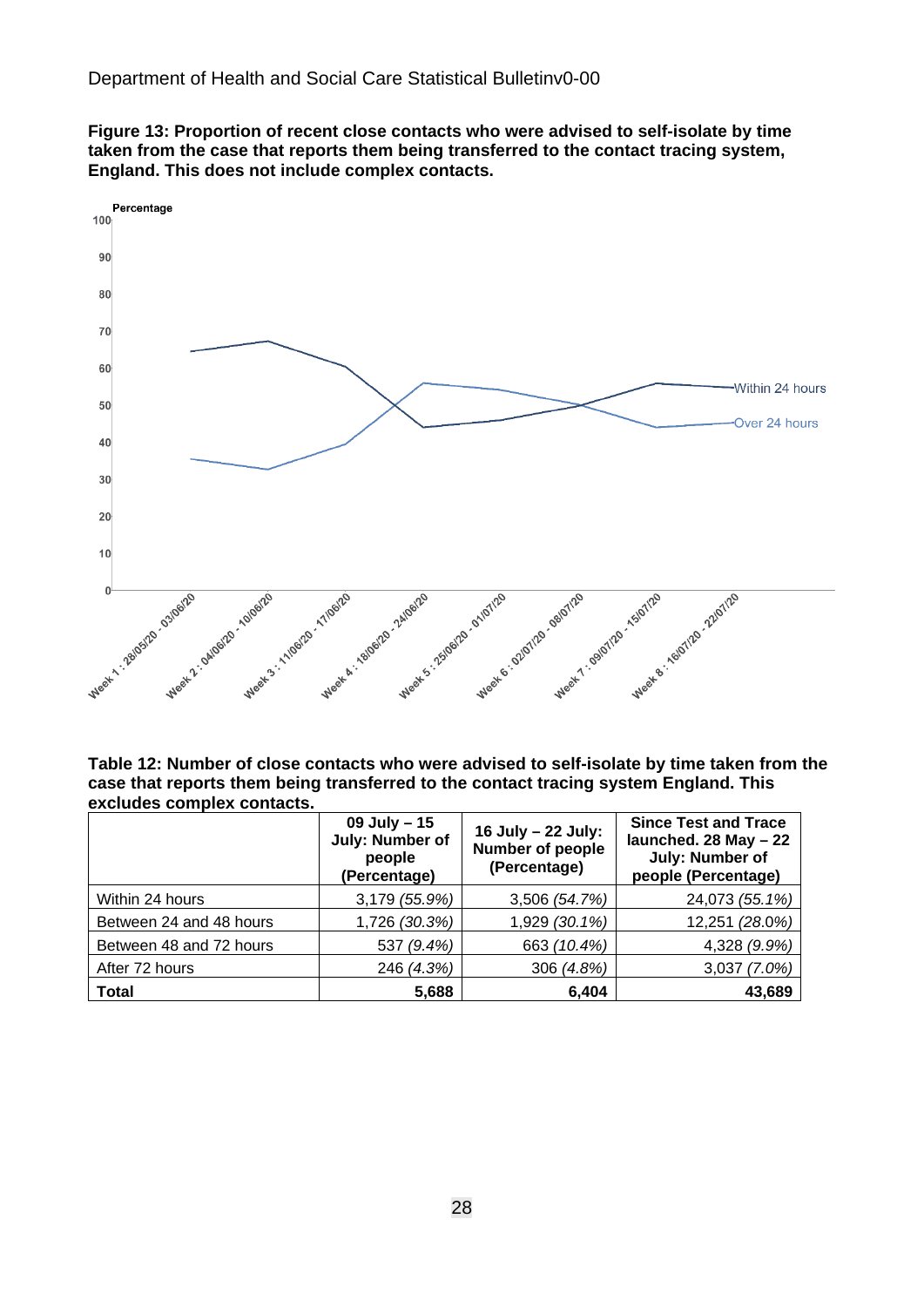**Figure 13: Proportion of recent close contacts who were advised to self-isolate by time taken from the case that reports them being transferred to the contact tracing system, England. This does not include complex contacts.**

**Table 12: Number of close contacts who were advised to self-isolate by time taken from the case that reports them being transferred to the contact tracing system England. This excludes complex contacts.**

| | 09 July – 15 July: Number of people (Percentage) | 16 July – 22 July: Number of people (Percentage) | Since Test and Trace launched. 28 May – 22 July: Number of people (Percentage) |
|---|---|---|---|
| Within 24 hours | 3,179 *(55.9%)* | 3,506 *(54.7%)* | 24,073 *(55.1%)* |
| Between 24 and 48 hours | 1,726 *(30.3%)* | 1,929 *(30.1%)* | 12,251 *(28.0%)* |
| Between 48 and 72 hours | 537 *(9.4%)* | 663 *(10.4%)* | 4,328 *(9.9%)* |
| After 72 hours | 246 *(4.3%)* | 306 *(4.8%)* | 3,037 *(7.0%)* |
| **Total** | **5,688** | **6,404** | **43,689** |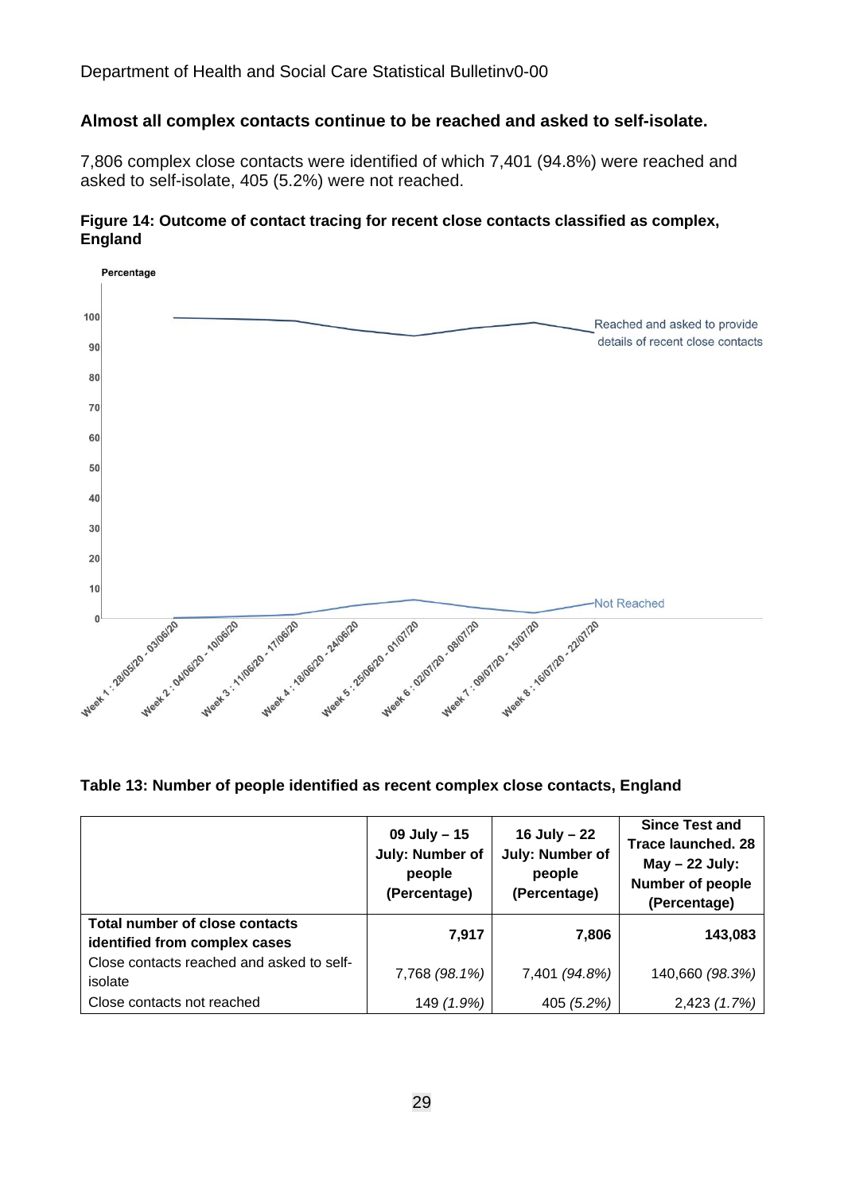## Almost all complex contacts continue to be reached and asked to self-isolate.

7,806 complex close contacts were identified of which 7,401 (94.8%) were reached and asked to self-isolate, 405 (5.2%) were not reached.

**Figure 14: Outcome of contact tracing for recent close contacts classified as complex, England**

**Table 13: Number of people identified as recent complex close contacts, England**

| | 09 July – 15 July: Number of people (Percentage) | 16 July – 22 July: Number of people (Percentage) | Since Test and Trace launched. 28 May – 22 July: Number of people (Percentage) |
|---|---|---|---|
| **Total number of close contacts identified from complex cases** | **7,917** | **7,806** | **143,083** |
| Close contacts reached and asked to self-isolate | 7,768 *(98.1%)* | 7,401 *(94.8%)* | 140,660 *(98.3%)* |
| Close contacts not reached | 149 *(1.9%)* | 405 *(5.2%)* | 2,423 *(1.7%)* |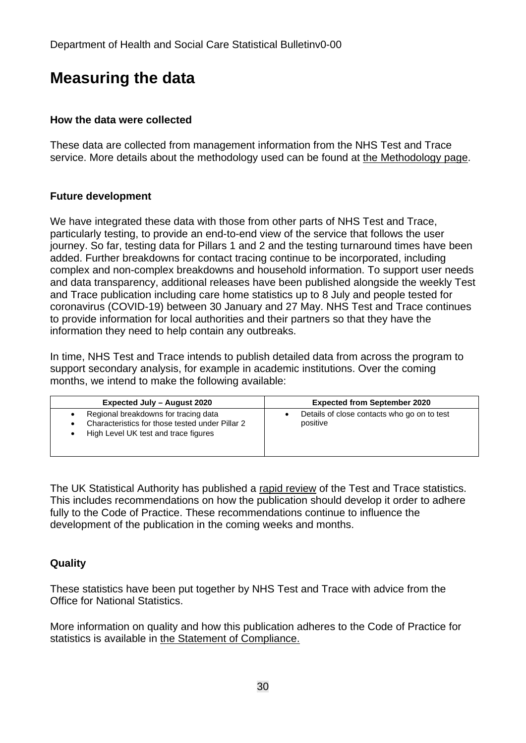# Measuring the data

**How the data were collected**

These data are collected from management information from the NHS Test and Trace service. More details about the methodology used can be found at the Methodology page.

**Future development**

We have integrated these data with those from other parts of NHS Test and Trace, particularly testing, to provide an end-to-end view of the service that follows the user journey. So far, testing data for Pillars 1 and 2 and the testing turnaround times have been added. Further breakdowns for contact tracing continue to be incorporated, including complex and non-complex breakdowns and household information. To support user needs and data transparency, additional releases have been published alongside the weekly Test and Trace publication including care home statistics up to 8 July and people tested for coronavirus (COVID-19) between 30 January and 27 May. NHS Test and Trace continues to provide information for local authorities and their partners so that they have the information they need to help contain any outbreaks.

In time, NHS Test and Trace intends to publish detailed data from across the program to support secondary analysis, for example in academic institutions. Over the coming months, we intend to make the following available:

| Expected July – August 2020 | Expected from September 2020 |
| --- | --- |
| • Regional breakdowns for tracing data<br>• Characteristics for those tested under Pillar 2<br>• High Level UK test and trace figures | • Details of close contacts who go on to test positive |

The UK Statistical Authority has published a rapid review of the Test and Trace statistics. This includes recommendations on how the publication should develop it order to adhere fully to the Code of Practice. These recommendations continue to influence the development of the publication in the coming weeks and months.

**Quality**

These statistics have been put together by NHS Test and Trace with advice from the Office for National Statistics.

More information on quality and how this publication adheres to the Code of Practice for statistics is available in the Statement of Compliance.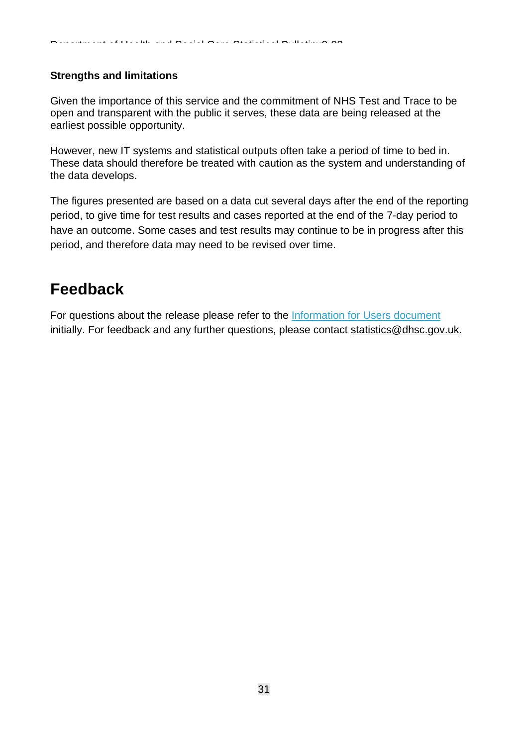**Strengths and limitations**

Given the importance of this service and the commitment of NHS Test and Trace to be open and transparent with the public it serves, these data are being released at the earliest possible opportunity.

However, new IT systems and statistical outputs often take a period of time to bed in. These data should therefore be treated with caution as the system and understanding of the data develops.

The figures presented are based on a data cut several days after the end of the reporting period, to give time for test results and cases reported at the end of the 7-day period to have an outcome. Some cases and test results may continue to be in progress after this period, and therefore data may need to be revised over time.

# Feedback

For questions about the release please refer to the Information for Users document initially. For feedback and any further questions, please contact statistics@dhsc.gov.uk.